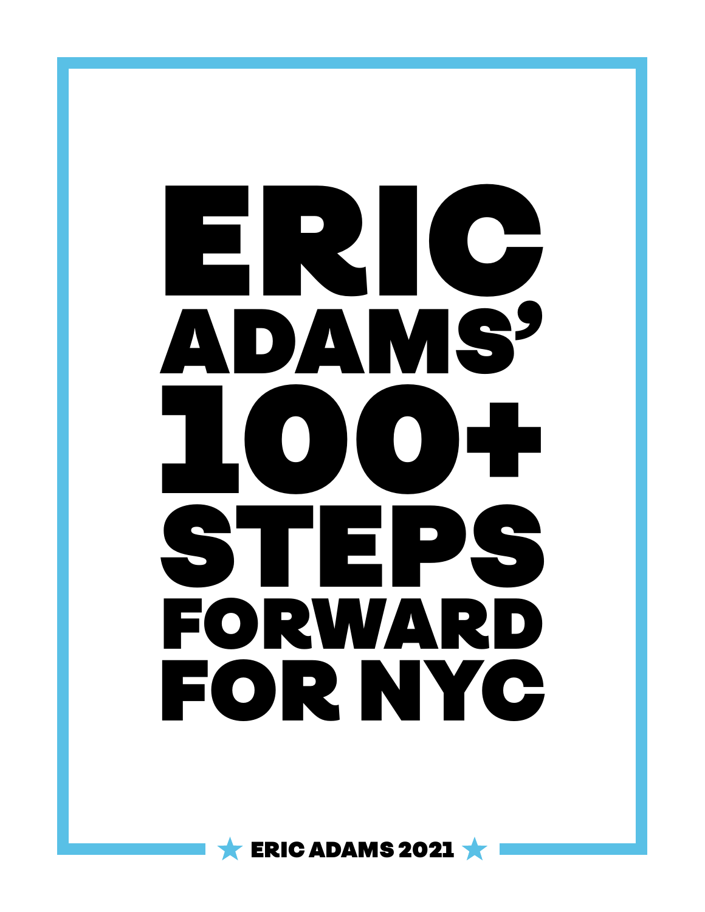# ERIC ADAMS' 100+ STEPS FORWARD FOR NYC

★ ERIC ADAMS 2021 ★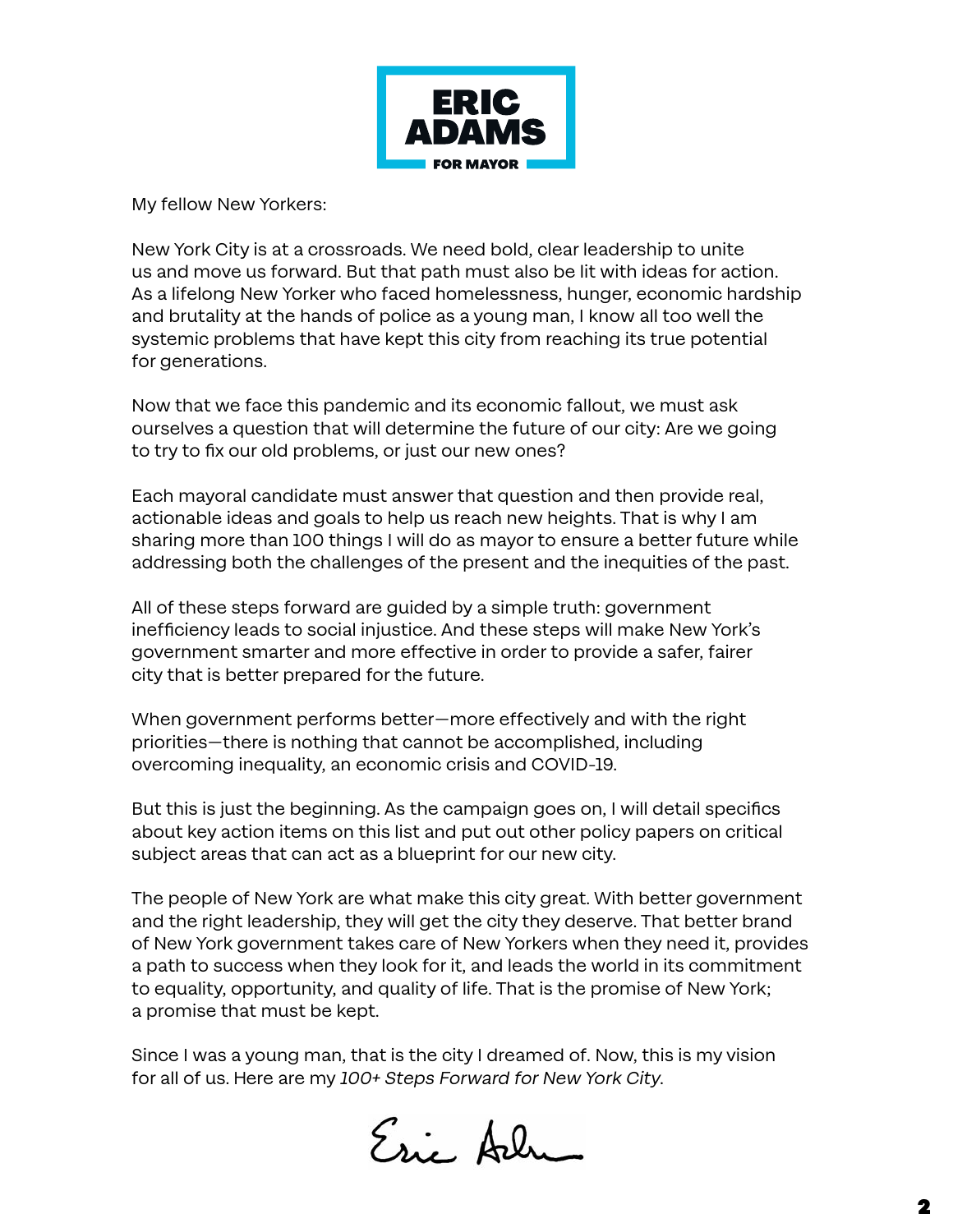**ERIC ADAMS**
**FOR MAYOR**

My fellow New Yorkers:

New York City is at a crossroads. We need bold, clear leadership to unite us and move us forward. But that path must also be lit with ideas for action. As a lifelong New Yorker who faced homelessness, hunger, economic hardship and brutality at the hands of police as a young man, I know all too well the systemic problems that have kept this city from reaching its true potential for generations.

Now that we face this pandemic and its economic fallout, we must ask ourselves a question that will determine the future of our city: Are we going to try to fix our old problems, or just our new ones?

Each mayoral candidate must answer that question and then provide real, actionable ideas and goals to help us reach new heights. That is why I am sharing more than 100 things I will do as mayor to ensure a better future while addressing both the challenges of the present and the inequities of the past.

All of these steps forward are guided by a simple truth: government inefficiency leads to social injustice. And these steps will make New York's government smarter and more effective in order to provide a safer, fairer city that is better prepared for the future.

When government performs better—more effectively and with the right priorities—there is nothing that cannot be accomplished, including overcoming inequality, an economic crisis and COVID-19.

But this is just the beginning. As the campaign goes on, I will detail specifics about key action items on this list and put out other policy papers on critical subject areas that can act as a blueprint for our new city.

The people of New York are what make this city great. With better government and the right leadership, they will get the city they deserve. That better brand of New York government takes care of New Yorkers when they need it, provides a path to success when they look for it, and leads the world in its commitment to equality, opportunity, and quality of life. That is the promise of New York; a promise that must be kept.

Since I was a young man, that is the city I dreamed of. Now, this is my vision for all of us. Here are my *100+ Steps Forward for New York City*.

Eric Adams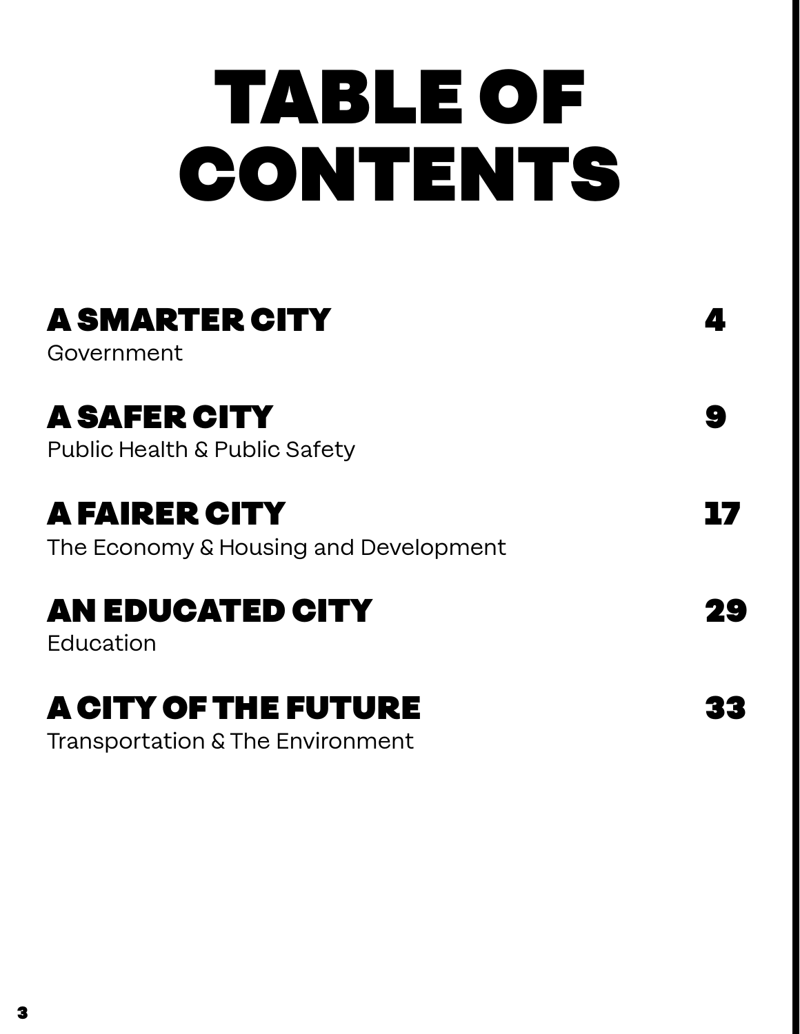# TABLE OF CONTENTS

**A SMARTER CITY** 4
Government

**A SAFER CITY** 9
Public Health & Public Safety

**A FAIRER CITY** 17
The Economy & Housing and Development

**AN EDUCATED CITY** 29
Education

**A CITY OF THE FUTURE** 33
Transportation & The Environment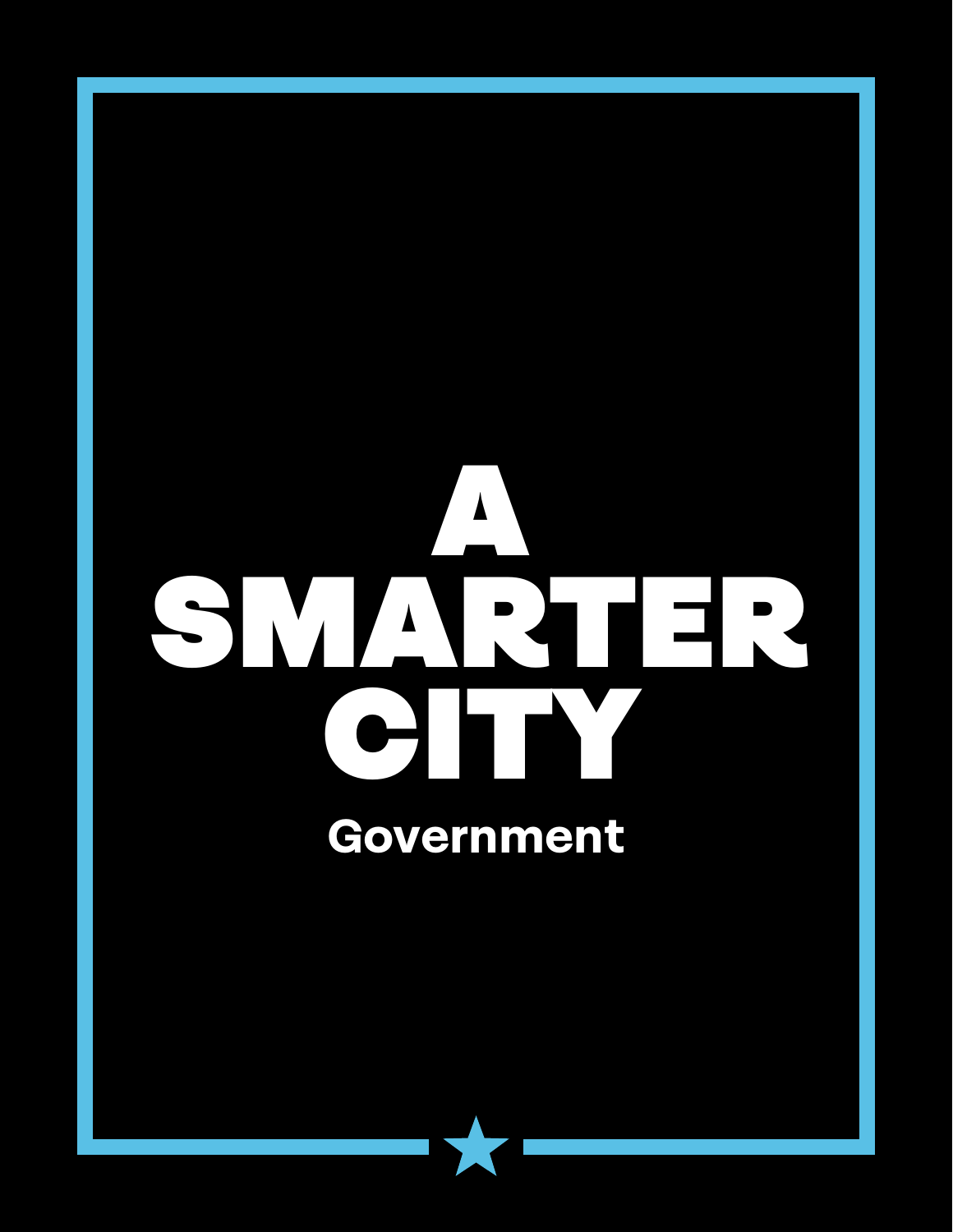# A SMARTER CITY

## Government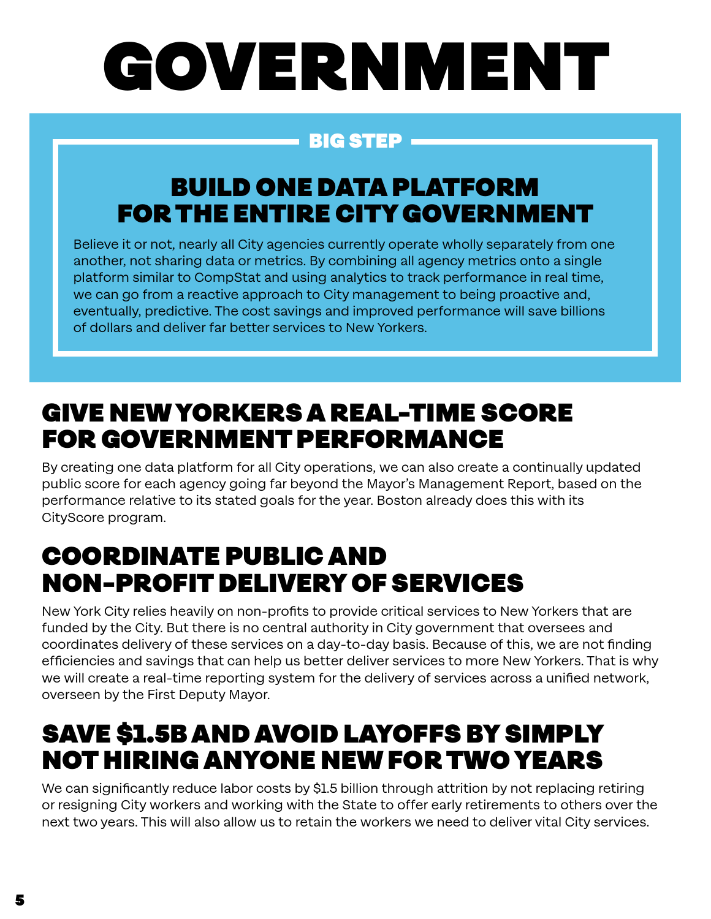# GOVERNMENT

**BIG STEP**

## BUILD ONE DATA PLATFORM FOR THE ENTIRE CITY GOVERNMENT

Believe it or not, nearly all City agencies currently operate wholly separately from one another, not sharing data or metrics. By combining all agency metrics onto a single platform similar to CompStat and using analytics to track performance in real time, we can go from a reactive approach to City management to being proactive and, eventually, predictive. The cost savings and improved performance will save billions of dollars and deliver far better services to New Yorkers.

## GIVE NEW YORKERS A REAL-TIME SCORE FOR GOVERNMENT PERFORMANCE

By creating one data platform for all City operations, we can also create a continually updated public score for each agency going far beyond the Mayor's Management Report, based on the performance relative to its stated goals for the year. Boston already does this with its CityScore program.

## COORDINATE PUBLIC AND NON-PROFIT DELIVERY OF SERVICES

New York City relies heavily on non-profits to provide critical services to New Yorkers that are funded by the City. But there is no central authority in City government that oversees and coordinates delivery of these services on a day-to-day basis. Because of this, we are not finding efficiencies and savings that can help us better deliver services to more New Yorkers. That is why we will create a real-time reporting system for the delivery of services across a unified network, overseen by the First Deputy Mayor.

## SAVE $1.5B AND AVOID LAYOFFS BY SIMPLY NOT HIRING ANYONE NEW FOR TWO YEARS

We can significantly reduce labor costs by $1.5 billion through attrition by not replacing retiring or resigning City workers and working with the State to offer early retirements to others over the next two years. This will also allow us to retain the workers we need to deliver vital City services.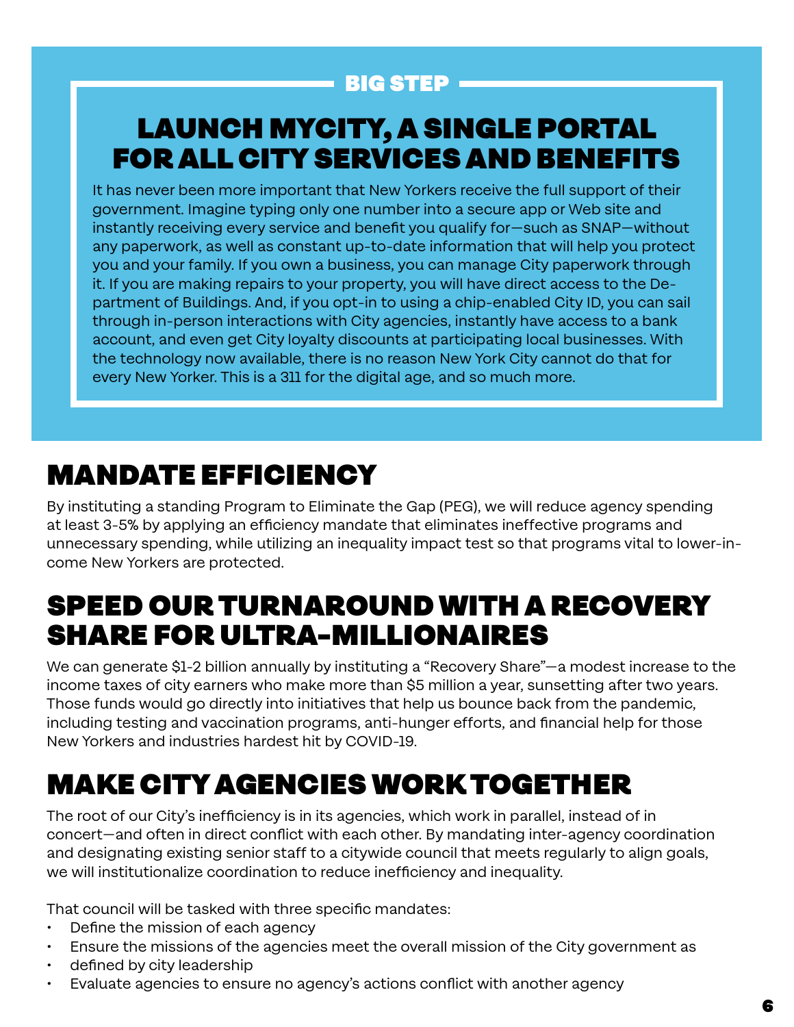BIG STEP

## LAUNCH MYCITY, A SINGLE PORTAL FOR ALL CITY SERVICES AND BENEFITS

It has never been more important that New Yorkers receive the full support of their government. Imagine typing only one number into a secure app or Web site and instantly receiving every service and benefit you qualify for—such as SNAP—without any paperwork, as well as constant up-to-date information that will help you protect you and your family. If you own a business, you can manage City paperwork through it. If you are making repairs to your property, you will have direct access to the Department of Buildings. And, if you opt-in to using a chip-enabled City ID, you can sail through in-person interactions with City agencies, instantly have access to a bank account, and even get City loyalty discounts at participating local businesses. With the technology now available, there is no reason New York City cannot do that for every New Yorker. This is a 311 for the digital age, and so much more.

## MANDATE EFFICIENCY

By instituting a standing Program to Eliminate the Gap (PEG), we will reduce agency spending at least 3-5% by applying an efficiency mandate that eliminates ineffective programs and unnecessary spending, while utilizing an inequality impact test so that programs vital to lower-income New Yorkers are protected.

## SPEED OUR TURNAROUND WITH A RECOVERY SHARE FOR ULTRA-MILLIONAIRES

We can generate $1-2 billion annually by instituting a "Recovery Share"—a modest increase to the income taxes of city earners who make more than $5 million a year, sunsetting after two years. Those funds would go directly into initiatives that help us bounce back from the pandemic, including testing and vaccination programs, anti-hunger efforts, and financial help for those New Yorkers and industries hardest hit by COVID-19.

## MAKE CITY AGENCIES WORK TOGETHER

The root of our City's inefficiency is in its agencies, which work in parallel, instead of in concert—and often in direct conflict with each other. By mandating inter-agency coordination and designating existing senior staff to a citywide council that meets regularly to align goals, we will institutionalize coordination to reduce inefficiency and inequality.

That council will be tasked with three specific mandates:

- Define the mission of each agency
- Ensure the missions of the agencies meet the overall mission of the City government as
- defined by city leadership
- Evaluate agencies to ensure no agency's actions conflict with another agency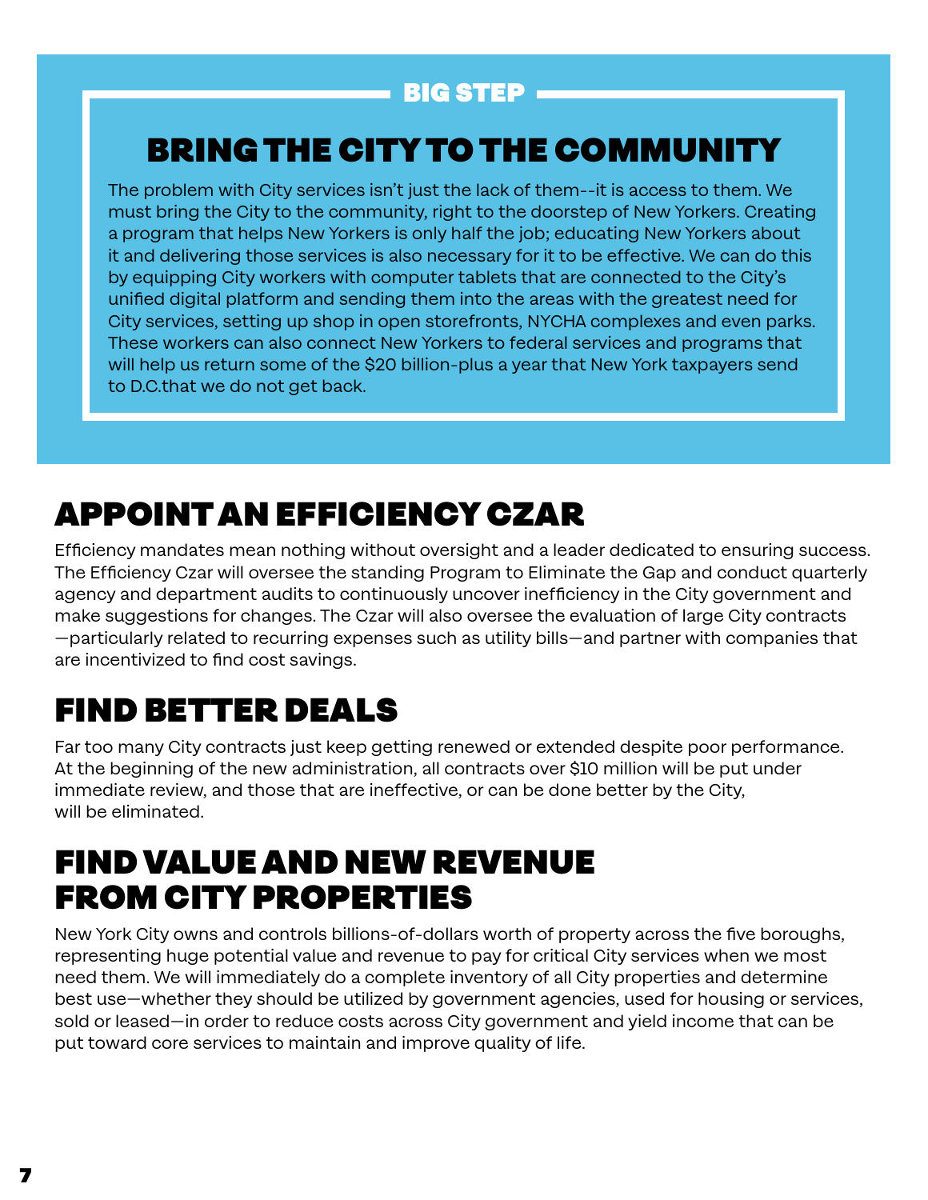BIG STEP

## BRING THE CITY TO THE COMMUNITY

The problem with City services isn't just the lack of them--it is access to them. We must bring the City to the community, right to the doorstep of New Yorkers. Creating a program that helps New Yorkers is only half the job; educating New Yorkers about it and delivering those services is also necessary for it to be effective. We can do this by equipping City workers with computer tablets that are connected to the City's unified digital platform and sending them into the areas with the greatest need for City services, setting up shop in open storefronts, NYCHA complexes and even parks. These workers can also connect New Yorkers to federal services and programs that will help us return some of the $20 billion-plus a year that New York taxpayers send to D.C.that we do not get back.

## APPOINT AN EFFICIENCY CZAR

Efficiency mandates mean nothing without oversight and a leader dedicated to ensuring success. The Efficiency Czar will oversee the standing Program to Eliminate the Gap and conduct quarterly agency and department audits to continuously uncover inefficiency in the City government and make suggestions for changes. The Czar will also oversee the evaluation of large City contracts —particularly related to recurring expenses such as utility bills—and partner with companies that are incentivized to find cost savings.

## FIND BETTER DEALS

Far too many City contracts just keep getting renewed or extended despite poor performance. At the beginning of the new administration, all contracts over $10 million will be put under immediate review, and those that are ineffective, or can be done better by the City, will be eliminated.

## FIND VALUE AND NEW REVENUE FROM CITY PROPERTIES

New York City owns and controls billions-of-dollars worth of property across the five boroughs, representing huge potential value and revenue to pay for critical City services when we most need them. We will immediately do a complete inventory of all City properties and determine best use—whether they should be utilized by government agencies, used for housing or services, sold or leased—in order to reduce costs across City government and yield income that can be put toward core services to maintain and improve quality of life.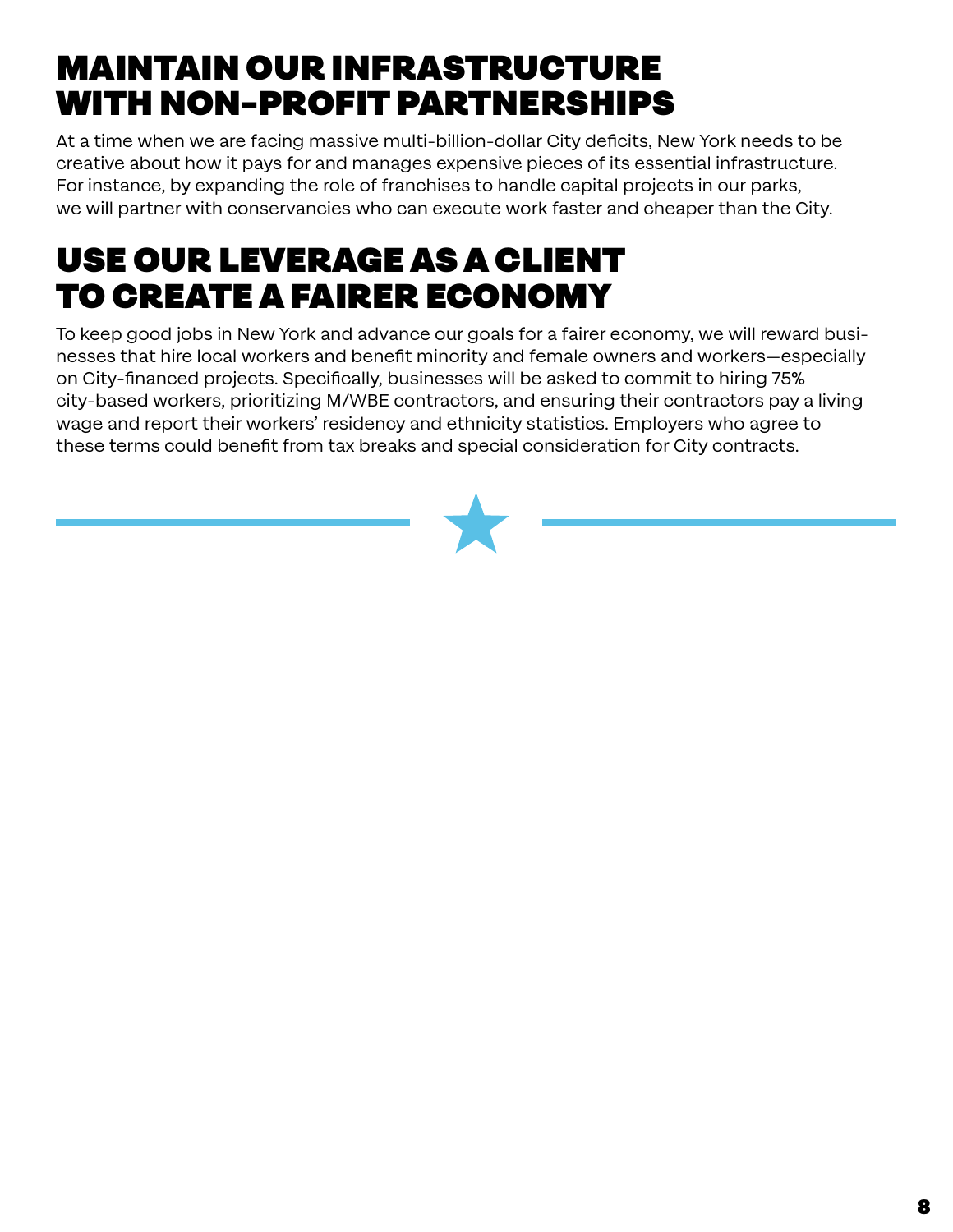## MAINTAIN OUR INFRASTRUCTURE WITH NON-PROFIT PARTNERSHIPS

At a time when we are facing massive multi-billion-dollar City deficits, New York needs to be creative about how it pays for and manages expensive pieces of its essential infrastructure. For instance, by expanding the role of franchises to handle capital projects in our parks, we will partner with conservancies who can execute work faster and cheaper than the City.

## USE OUR LEVERAGE AS A CLIENT TO CREATE A FAIRER ECONOMY

To keep good jobs in New York and advance our goals for a fairer economy, we will reward businesses that hire local workers and benefit minority and female owners and workers—especially on City-financed projects. Specifically, businesses will be asked to commit to hiring 75% city-based workers, prioritizing M/WBE contractors, and ensuring their contractors pay a living wage and report their workers' residency and ethnicity statistics. Employers who agree to these terms could benefit from tax breaks and special consideration for City contracts.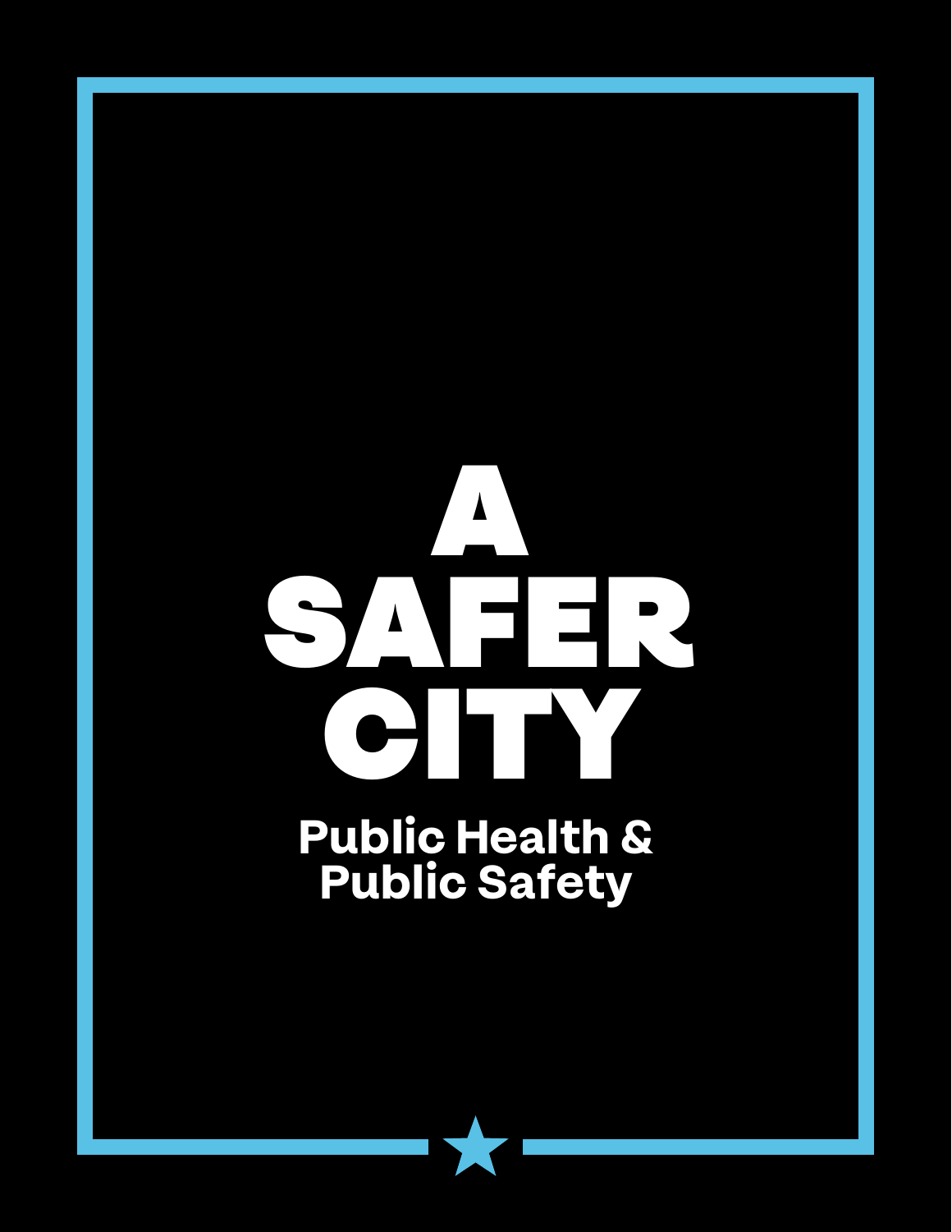# A SAFER CITY

## Public Health & Public Safety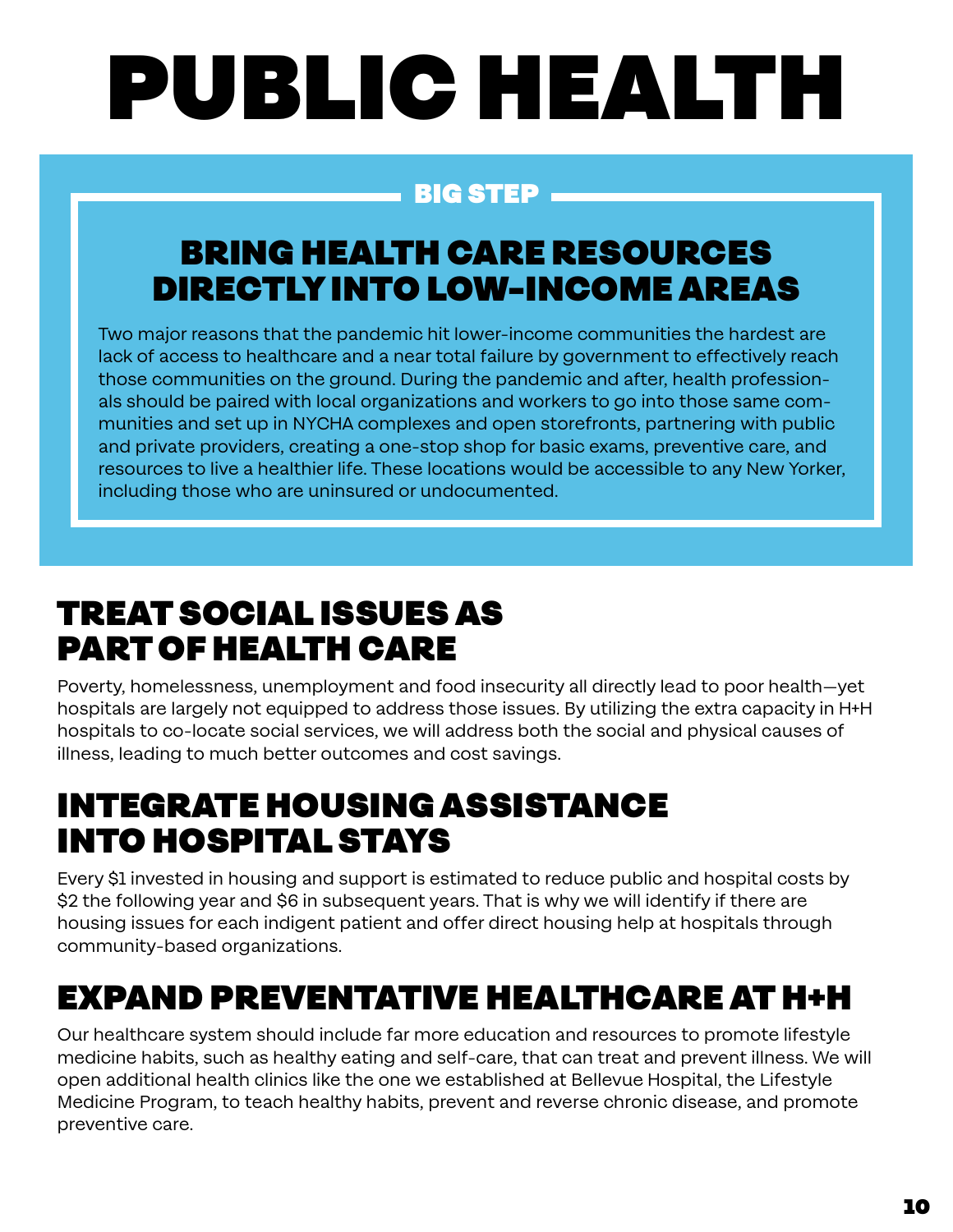# PUBLIC HEALTH

**BIG STEP**

## BRING HEALTH CARE RESOURCES DIRECTLY INTO LOW-INCOME AREAS

Two major reasons that the pandemic hit lower-income communities the hardest are lack of access to healthcare and a near total failure by government to effectively reach those communities on the ground. During the pandemic and after, health professionals should be paired with local organizations and workers to go into those same communities and set up in NYCHA complexes and open storefronts, partnering with public and private providers, creating a one-stop shop for basic exams, preventive care, and resources to live a healthier life. These locations would be accessible to any New Yorker, including those who are uninsured or undocumented.

## TREAT SOCIAL ISSUES AS PART OF HEALTH CARE

Poverty, homelessness, unemployment and food insecurity all directly lead to poor health—yet hospitals are largely not equipped to address those issues. By utilizing the extra capacity in H+H hospitals to co-locate social services, we will address both the social and physical causes of illness, leading to much better outcomes and cost savings.

## INTEGRATE HOUSING ASSISTANCE INTO HOSPITAL STAYS

Every $1 invested in housing and support is estimated to reduce public and hospital costs by $2 the following year and $6 in subsequent years. That is why we will identify if there are housing issues for each indigent patient and offer direct housing help at hospitals through community-based organizations.

## EXPAND PREVENTATIVE HEALTHCARE AT H+H

Our healthcare system should include far more education and resources to promote lifestyle medicine habits, such as healthy eating and self-care, that can treat and prevent illness. We will open additional health clinics like the one we established at Bellevue Hospital, the Lifestyle Medicine Program, to teach healthy habits, prevent and reverse chronic disease, and promote preventive care.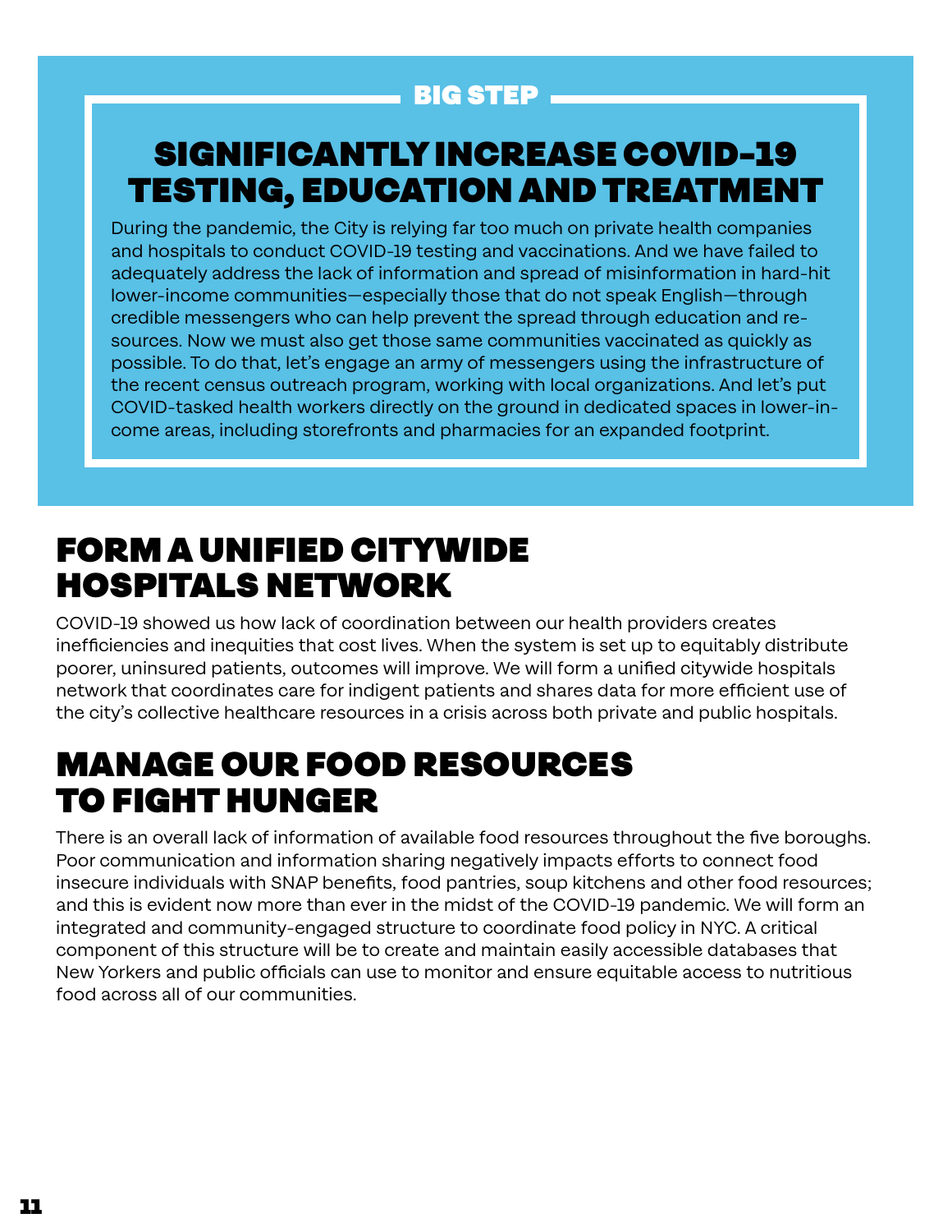BIG STEP

## SIGNIFICANTLY INCREASE COVID-19 TESTING, EDUCATION AND TREATMENT

During the pandemic, the City is relying far too much on private health companies and hospitals to conduct COVID-19 testing and vaccinations. And we have failed to adequately address the lack of information and spread of misinformation in hard-hit lower-income communities—especially those that do not speak English—through credible messengers who can help prevent the spread through education and resources. Now we must also get those same communities vaccinated as quickly as possible. To do that, let's engage an army of messengers using the infrastructure of the recent census outreach program, working with local organizations. And let's put COVID-tasked health workers directly on the ground in dedicated spaces in lower-income areas, including storefronts and pharmacies for an expanded footprint.

## FORM A UNIFIED CITYWIDE HOSPITALS NETWORK

COVID-19 showed us how lack of coordination between our health providers creates inefficiencies and inequities that cost lives. When the system is set up to equitably distribute poorer, uninsured patients, outcomes will improve. We will form a unified citywide hospitals network that coordinates care for indigent patients and shares data for more efficient use of the city's collective healthcare resources in a crisis across both private and public hospitals.

## MANAGE OUR FOOD RESOURCES TO FIGHT HUNGER

There is an overall lack of information of available food resources throughout the five boroughs. Poor communication and information sharing negatively impacts efforts to connect food insecure individuals with SNAP benefits, food pantries, soup kitchens and other food resources; and this is evident now more than ever in the midst of the COVID-19 pandemic. We will form an integrated and community-engaged structure to coordinate food policy in NYC. A critical component of this structure will be to create and maintain easily accessible databases that New Yorkers and public officials can use to monitor and ensure equitable access to nutritious food across all of our communities.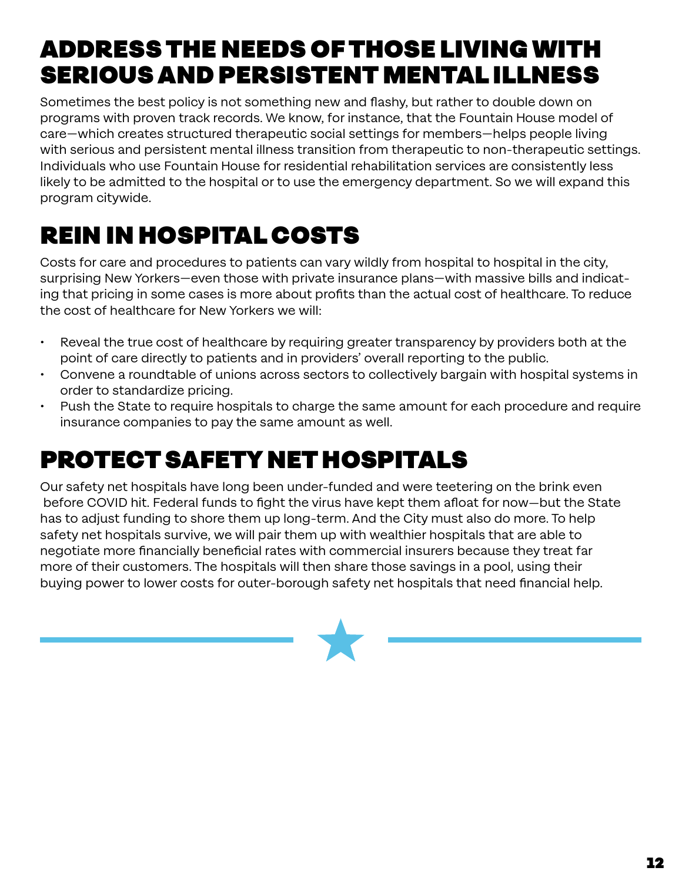## ADDRESS THE NEEDS OF THOSE LIVING WITH SERIOUS AND PERSISTENT MENTAL ILLNESS

Sometimes the best policy is not something new and flashy, but rather to double down on programs with proven track records. We know, for instance, that the Fountain House model of care—which creates structured therapeutic social settings for members—helps people living with serious and persistent mental illness transition from therapeutic to non-therapeutic settings. Individuals who use Fountain House for residential rehabilitation services are consistently less likely to be admitted to the hospital or to use the emergency department. So we will expand this program citywide.

## REIN IN HOSPITAL COSTS

Costs for care and procedures to patients can vary wildly from hospital to hospital in the city, surprising New Yorkers—even those with private insurance plans—with massive bills and indicating that pricing in some cases is more about profits than the actual cost of healthcare. To reduce the cost of healthcare for New Yorkers we will:

- Reveal the true cost of healthcare by requiring greater transparency by providers both at the point of care directly to patients and in providers' overall reporting to the public.
- Convene a roundtable of unions across sectors to collectively bargain with hospital systems in order to standardize pricing.
- Push the State to require hospitals to charge the same amount for each procedure and require insurance companies to pay the same amount as well.

## PROTECT SAFETY NET HOSPITALS

Our safety net hospitals have long been under-funded and were teetering on the brink even before COVID hit. Federal funds to fight the virus have kept them afloat for now—but the State has to adjust funding to shore them up long-term. And the City must also do more. To help safety net hospitals survive, we will pair them up with wealthier hospitals that are able to negotiate more financially beneficial rates with commercial insurers because they treat far more of their customers. The hospitals will then share those savings in a pool, using their buying power to lower costs for outer-borough safety net hospitals that need financial help.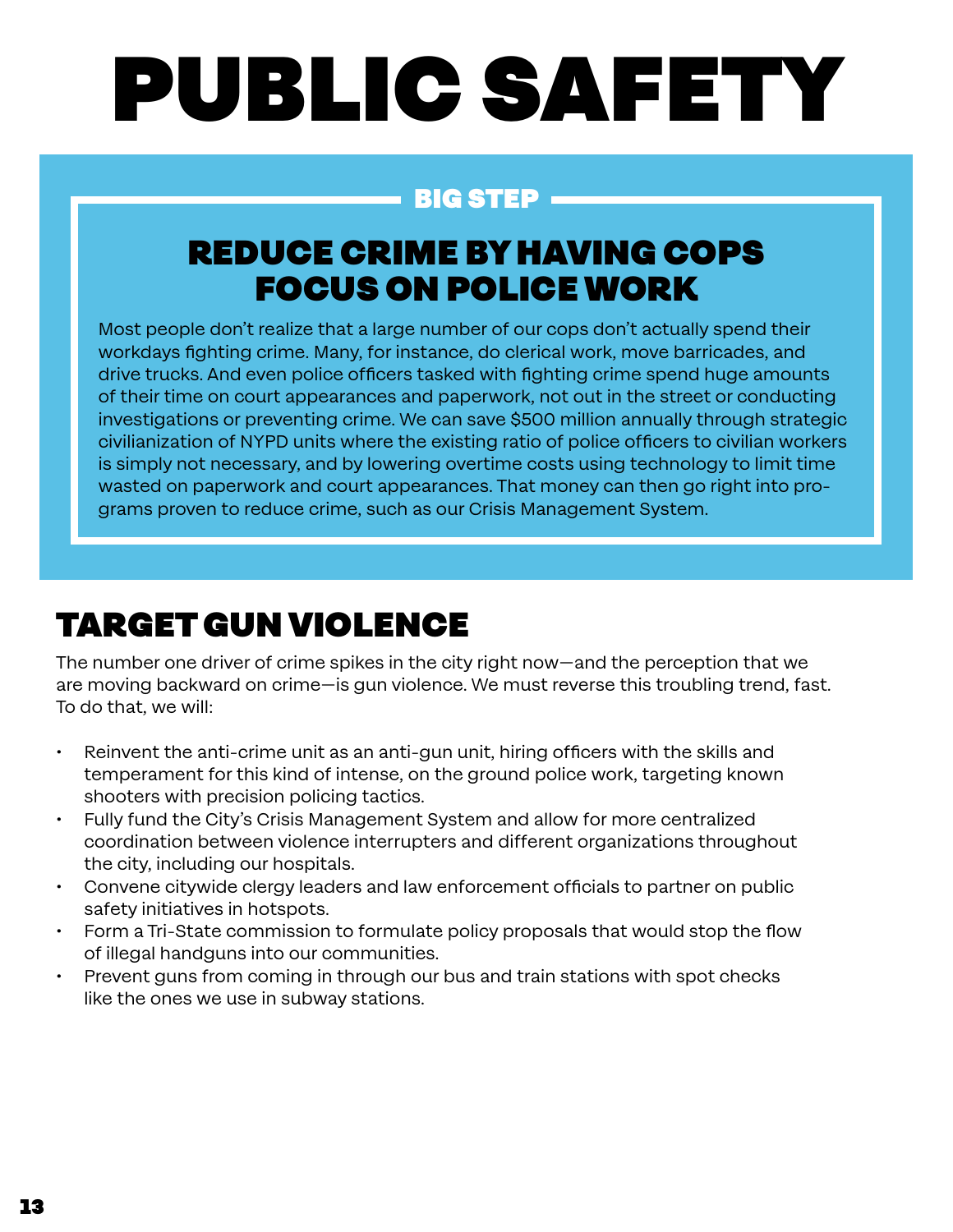# PUBLIC SAFETY

## BIG STEP

### REDUCE CRIME BY HAVING COPS FOCUS ON POLICE WORK

Most people don't realize that a large number of our cops don't actually spend their workdays fighting crime. Many, for instance, do clerical work, move barricades, and drive trucks. And even police officers tasked with fighting crime spend huge amounts of their time on court appearances and paperwork, not out in the street or conducting investigations or preventing crime. We can save $500 million annually through strategic civilianization of NYPD units where the existing ratio of police officers to civilian workers is simply not necessary, and by lowering overtime costs using technology to limit time wasted on paperwork and court appearances. That money can then go right into programs proven to reduce crime, such as our Crisis Management System.

## TARGET GUN VIOLENCE

The number one driver of crime spikes in the city right now—and the perception that we are moving backward on crime—is gun violence. We must reverse this troubling trend, fast. To do that, we will:

- Reinvent the anti-crime unit as an anti-gun unit, hiring officers with the skills and temperament for this kind of intense, on the ground police work, targeting known shooters with precision policing tactics.
- Fully fund the City's Crisis Management System and allow for more centralized coordination between violence interrupters and different organizations throughout the city, including our hospitals.
- Convene citywide clergy leaders and law enforcement officials to partner on public safety initiatives in hotspots.
- Form a Tri-State commission to formulate policy proposals that would stop the flow of illegal handguns into our communities.
- Prevent guns from coming in through our bus and train stations with spot checks like the ones we use in subway stations.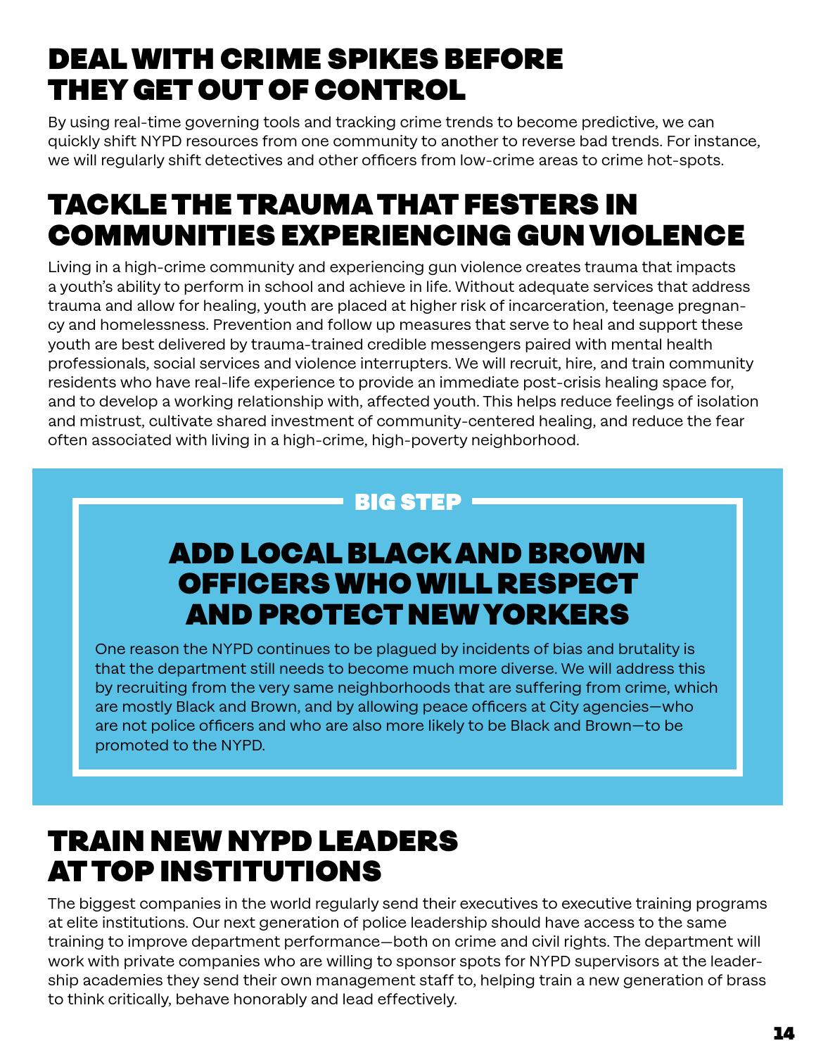## DEAL WITH CRIME SPIKES BEFORE THEY GET OUT OF CONTROL

By using real-time governing tools and tracking crime trends to become predictive, we can quickly shift NYPD resources from one community to another to reverse bad trends. For instance, we will regularly shift detectives and other officers from low-crime areas to crime hot-spots.

## TACKLE THE TRAUMA THAT FESTERS IN COMMUNITIES EXPERIENCING GUN VIOLENCE

Living in a high-crime community and experiencing gun violence creates trauma that impacts a youth's ability to perform in school and achieve in life. Without adequate services that address trauma and allow for healing, youth are placed at higher risk of incarceration, teenage pregnancy and homelessness. Prevention and follow up measures that serve to heal and support these youth are best delivered by trauma-trained credible messengers paired with mental health professionals, social services and violence interrupters. We will recruit, hire, and train community residents who have real-life experience to provide an immediate post-crisis healing space for, and to develop a working relationship with, affected youth. This helps reduce feelings of isolation and mistrust, cultivate shared investment of community-centered healing, and reduce the fear often associated with living in a high-crime, high-poverty neighborhood.

**BIG STEP**

### ADD LOCAL BLACK AND BROWN OFFICERS WHO WILL RESPECT AND PROTECT NEW YORKERS

One reason the NYPD continues to be plagued by incidents of bias and brutality is that the department still needs to become much more diverse. We will address this by recruiting from the very same neighborhoods that are suffering from crime, which are mostly Black and Brown, and by allowing peace officers at City agencies—who are not police officers and who are also more likely to be Black and Brown—to be promoted to the NYPD.

## TRAIN NEW NYPD LEADERS AT TOP INSTITUTIONS

The biggest companies in the world regularly send their executives to executive training programs at elite institutions. Our next generation of police leadership should have access to the same training to improve department performance—both on crime and civil rights. The department will work with private companies who are willing to sponsor spots for NYPD supervisors at the leadership academies they send their own management staff to, helping train a new generation of brass to think critically, behave honorably and lead effectively.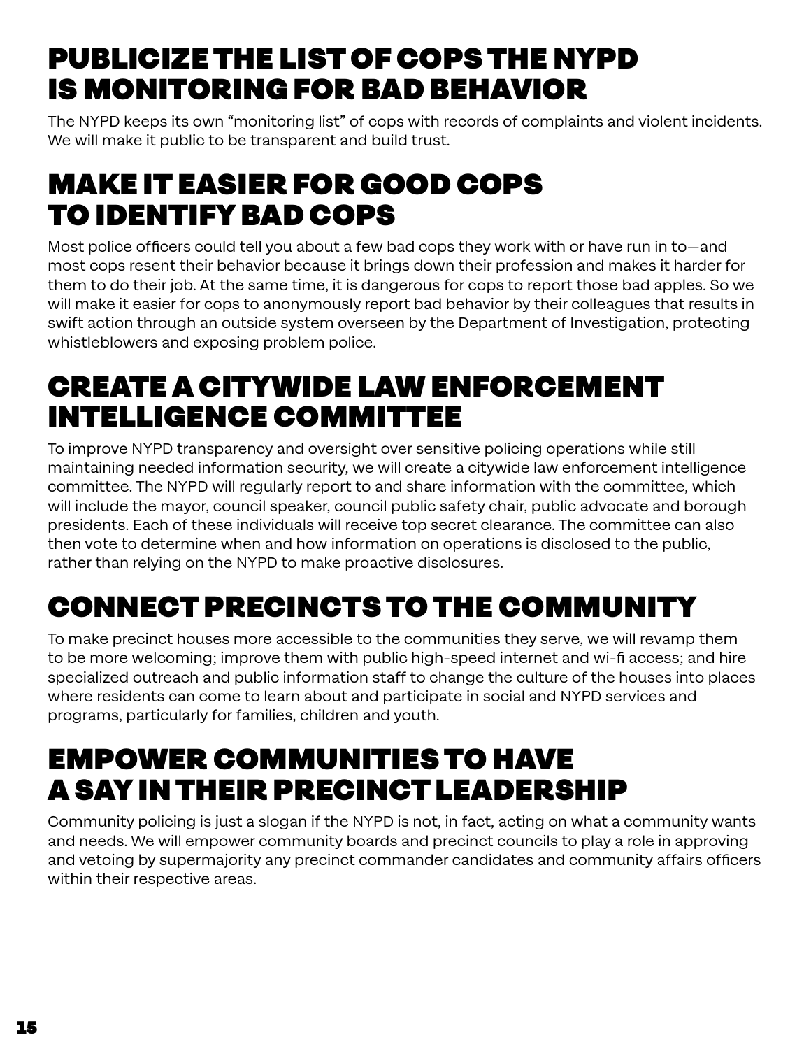## PUBLICIZE THE LIST OF COPS THE NYPD IS MONITORING FOR BAD BEHAVIOR

The NYPD keeps its own "monitoring list" of cops with records of complaints and violent incidents. We will make it public to be transparent and build trust.

## MAKE IT EASIER FOR GOOD COPS TO IDENTIFY BAD COPS

Most police officers could tell you about a few bad cops they work with or have run in to—and most cops resent their behavior because it brings down their profession and makes it harder for them to do their job. At the same time, it is dangerous for cops to report those bad apples. So we will make it easier for cops to anonymously report bad behavior by their colleagues that results in swift action through an outside system overseen by the Department of Investigation, protecting whistleblowers and exposing problem police.

## CREATE A CITYWIDE LAW ENFORCEMENT INTELLIGENCE COMMITTEE

To improve NYPD transparency and oversight over sensitive policing operations while still maintaining needed information security, we will create a citywide law enforcement intelligence committee. The NYPD will regularly report to and share information with the committee, which will include the mayor, council speaker, council public safety chair, public advocate and borough presidents. Each of these individuals will receive top secret clearance. The committee can also then vote to determine when and how information on operations is disclosed to the public, rather than relying on the NYPD to make proactive disclosures.

## CONNECT PRECINCTS TO THE COMMUNITY

To make precinct houses more accessible to the communities they serve, we will revamp them to be more welcoming; improve them with public high-speed internet and wi-fi access; and hire specialized outreach and public information staff to change the culture of the houses into places where residents can come to learn about and participate in social and NYPD services and programs, particularly for families, children and youth.

## EMPOWER COMMUNITIES TO HAVE A SAY IN THEIR PRECINCT LEADERSHIP

Community policing is just a slogan if the NYPD is not, in fact, acting on what a community wants and needs. We will empower community boards and precinct councils to play a role in approving and vetoing by supermajority any precinct commander candidates and community affairs officers within their respective areas.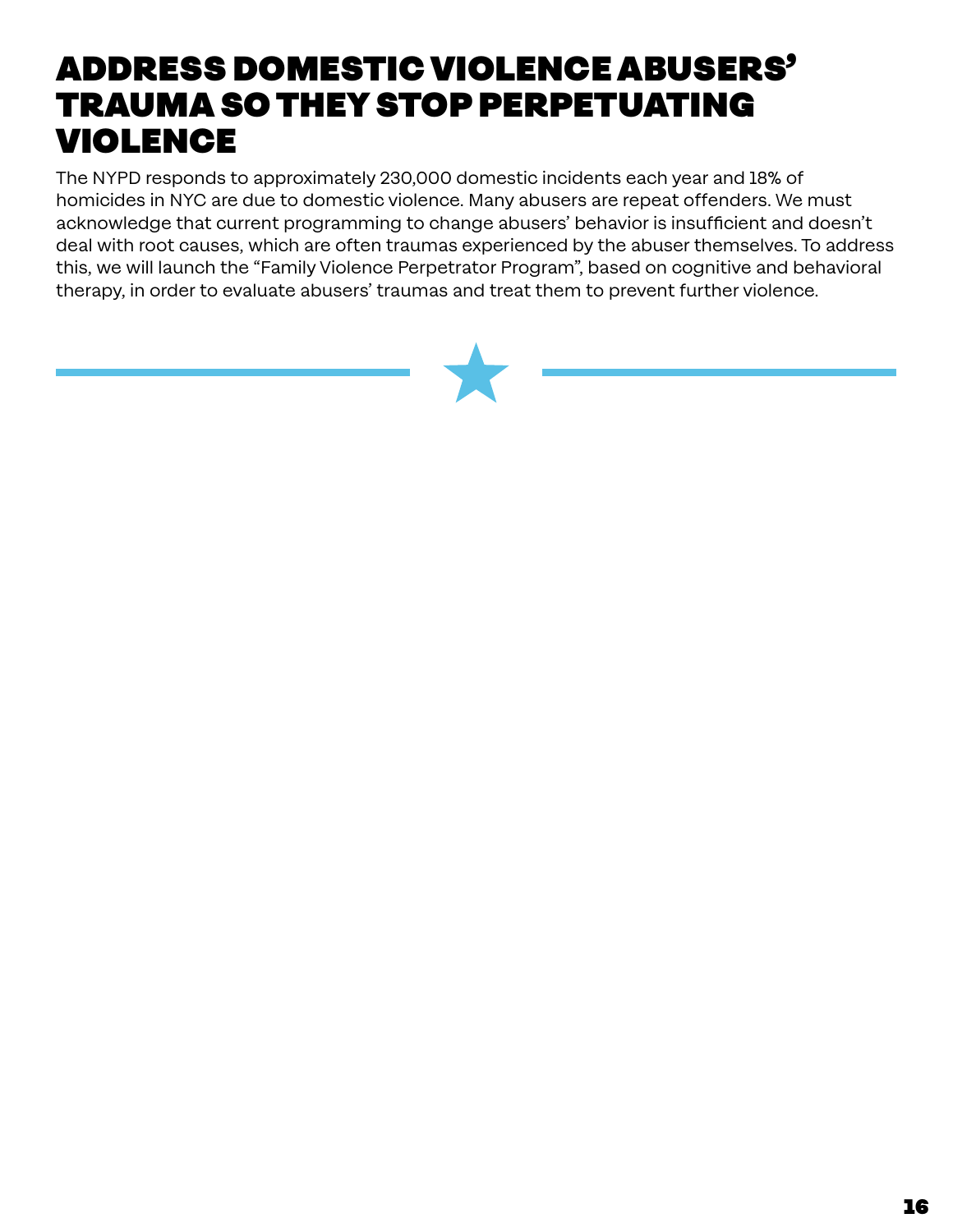# ADDRESS DOMESTIC VIOLENCE ABUSERS' TRAUMA SO THEY STOP PERPETUATING VIOLENCE

The NYPD responds to approximately 230,000 domestic incidents each year and 18% of homicides in NYC are due to domestic violence. Many abusers are repeat offenders. We must acknowledge that current programming to change abusers' behavior is insufficient and doesn't deal with root causes, which are often traumas experienced by the abuser themselves. To address this, we will launch the "Family Violence Perpetrator Program", based on cognitive and behavioral therapy, in order to evaluate abusers' traumas and treat them to prevent further violence.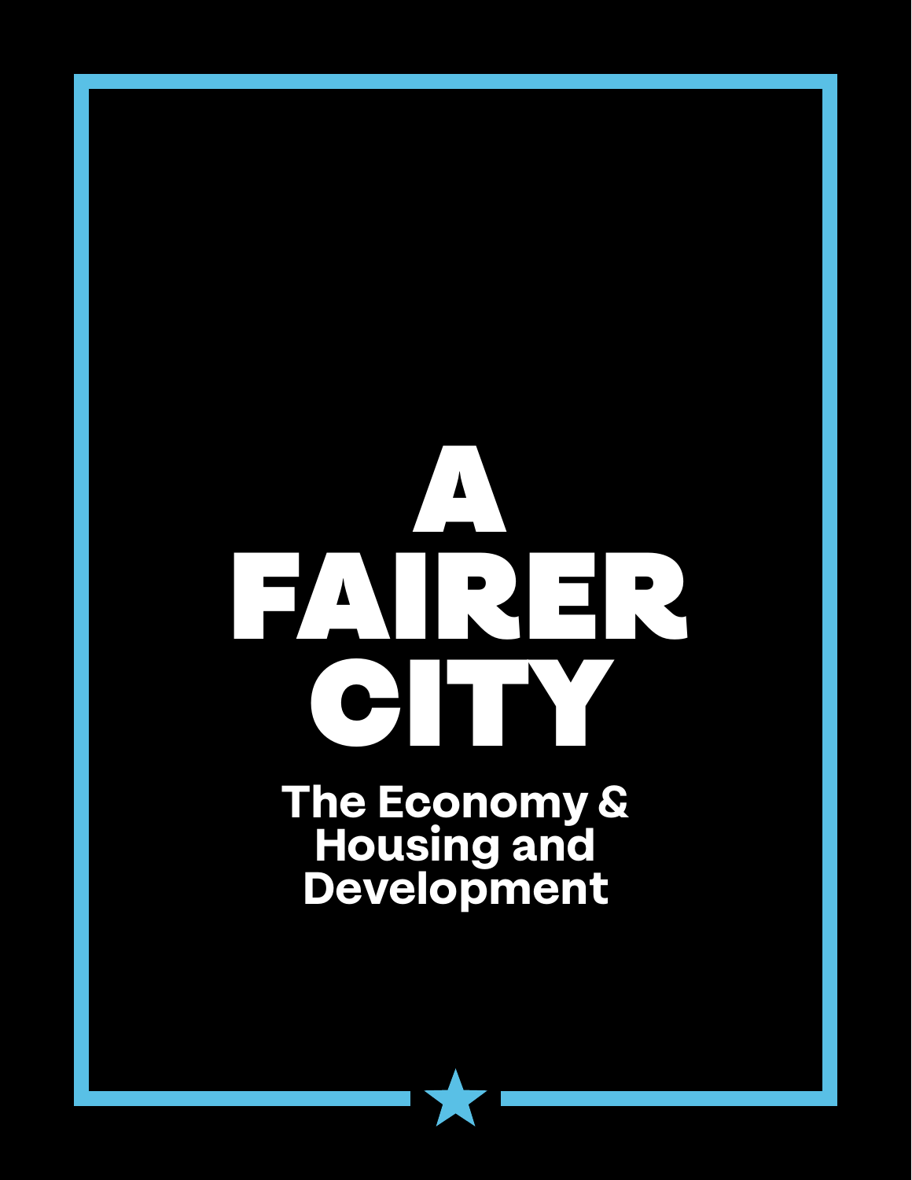# A FAIRER CITY

## The Economy & Housing and Development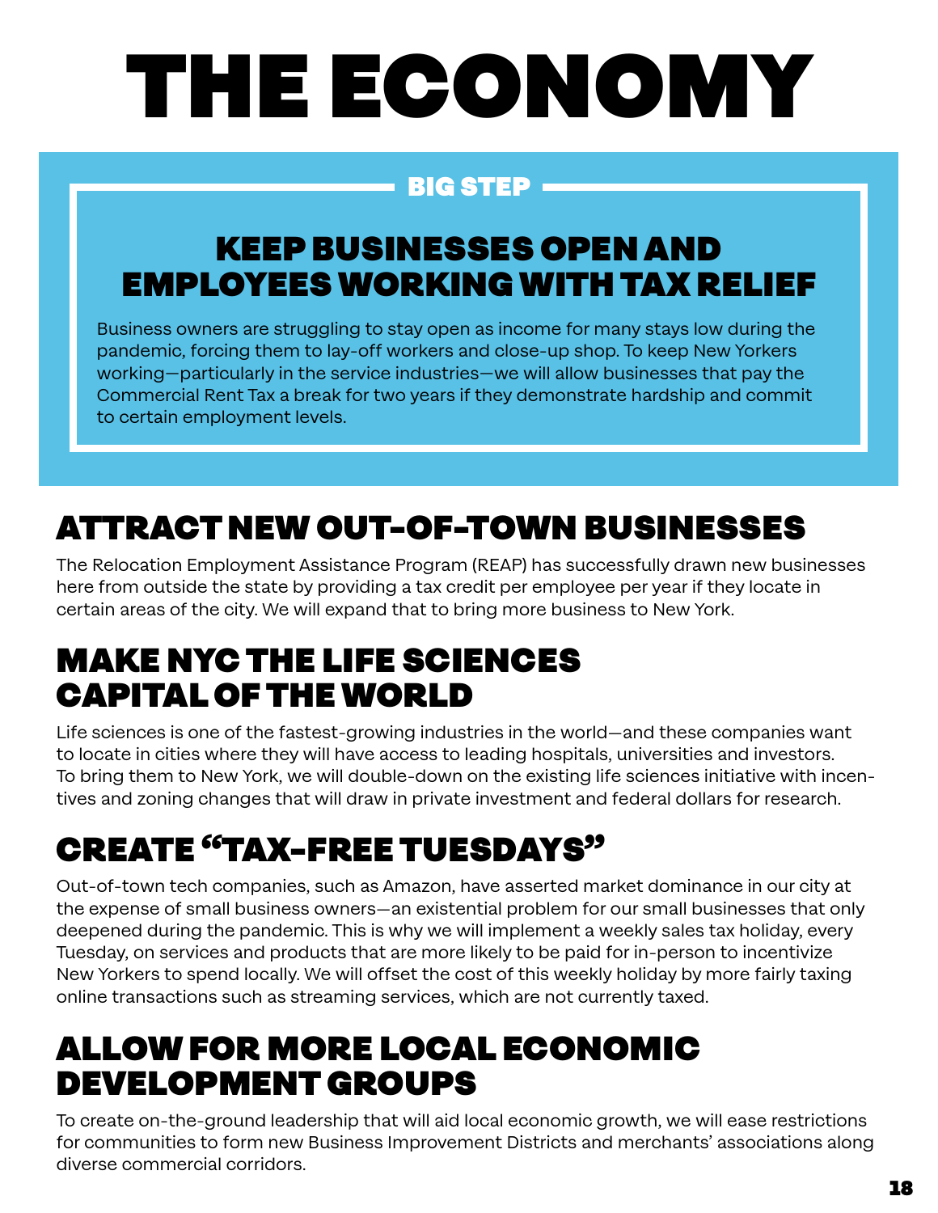# THE ECONOMY

**BIG STEP**

## KEEP BUSINESSES OPEN AND EMPLOYEES WORKING WITH TAX RELIEF

Business owners are struggling to stay open as income for many stays low during the pandemic, forcing them to lay-off workers and close-up shop. To keep New Yorkers working—particularly in the service industries—we will allow businesses that pay the Commercial Rent Tax a break for two years if they demonstrate hardship and commit to certain employment levels.

## ATTRACT NEW OUT-OF-TOWN BUSINESSES

The Relocation Employment Assistance Program (REAP) has successfully drawn new businesses here from outside the state by providing a tax credit per employee per year if they locate in certain areas of the city. We will expand that to bring more business to New York.

## MAKE NYC THE LIFE SCIENCES CAPITAL OF THE WORLD

Life sciences is one of the fastest-growing industries in the world—and these companies want to locate in cities where they will have access to leading hospitals, universities and investors. To bring them to New York, we will double-down on the existing life sciences initiative with incentives and zoning changes that will draw in private investment and federal dollars for research.

## CREATE "TAX-FREE TUESDAYS"

Out-of-town tech companies, such as Amazon, have asserted market dominance in our city at the expense of small business owners—an existential problem for our small businesses that only deepened during the pandemic. This is why we will implement a weekly sales tax holiday, every Tuesday, on services and products that are more likely to be paid for in-person to incentivize New Yorkers to spend locally. We will offset the cost of this weekly holiday by more fairly taxing online transactions such as streaming services, which are not currently taxed.

## ALLOW FOR MORE LOCAL ECONOMIC DEVELOPMENT GROUPS

To create on-the-ground leadership that will aid local economic growth, we will ease restrictions for communities to form new Business Improvement Districts and merchants' associations along diverse commercial corridors.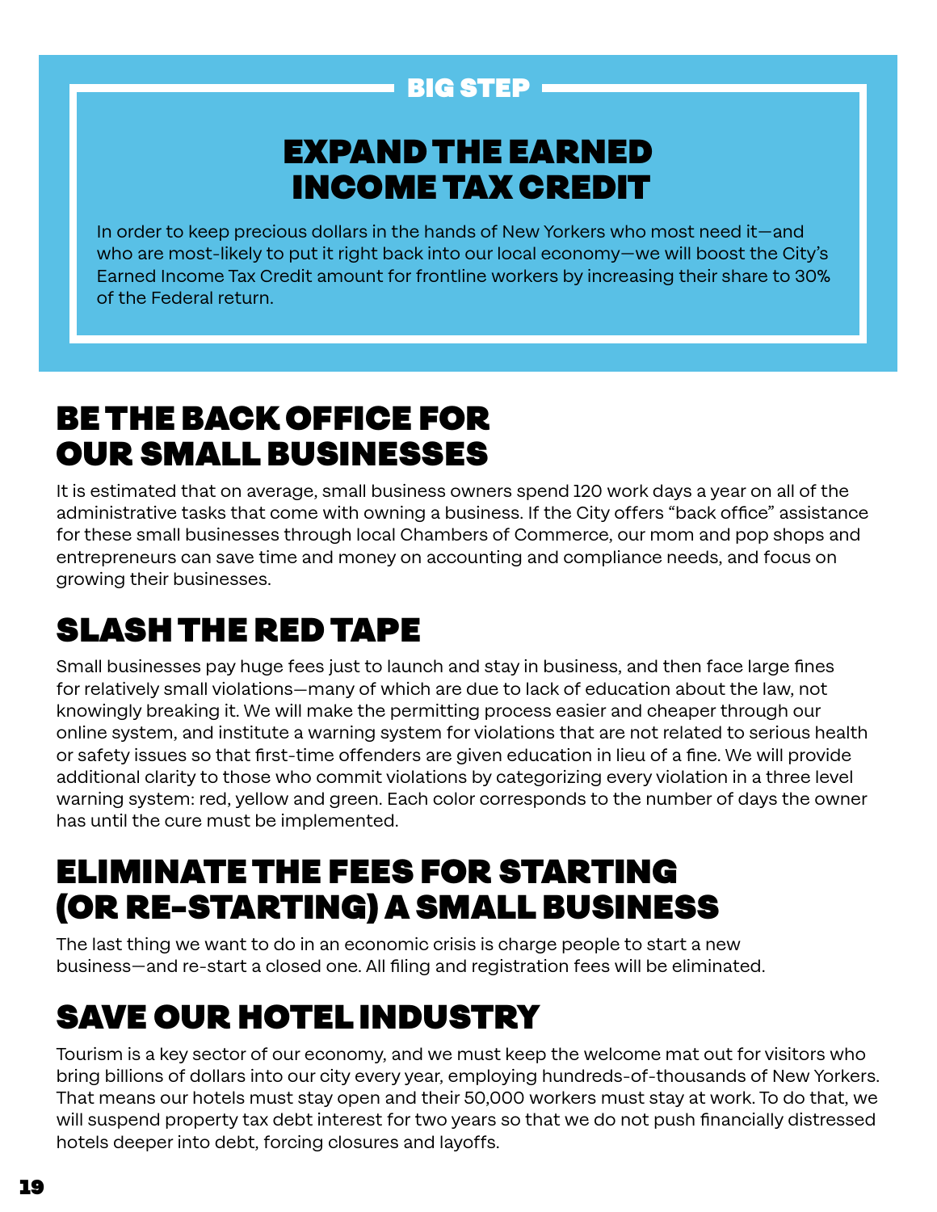BIG STEP

## EXPAND THE EARNED INCOME TAX CREDIT

In order to keep precious dollars in the hands of New Yorkers who most need it—and who are most-likely to put it right back into our local economy—we will boost the City's Earned Income Tax Credit amount for frontline workers by increasing their share to 30% of the Federal return.

## BE THE BACK OFFICE FOR OUR SMALL BUSINESSES

It is estimated that on average, small business owners spend 120 work days a year on all of the administrative tasks that come with owning a business. If the City offers "back office" assistance for these small businesses through local Chambers of Commerce, our mom and pop shops and entrepreneurs can save time and money on accounting and compliance needs, and focus on growing their businesses.

## SLASH THE RED TAPE

Small businesses pay huge fees just to launch and stay in business, and then face large fines for relatively small violations—many of which are due to lack of education about the law, not knowingly breaking it. We will make the permitting process easier and cheaper through our online system, and institute a warning system for violations that are not related to serious health or safety issues so that first-time offenders are given education in lieu of a fine. We will provide additional clarity to those who commit violations by categorizing every violation in a three level warning system: red, yellow and green. Each color corresponds to the number of days the owner has until the cure must be implemented.

## ELIMINATE THE FEES FOR STARTING (OR RE-STARTING) A SMALL BUSINESS

The last thing we want to do in an economic crisis is charge people to start a new business—and re-start a closed one. All filing and registration fees will be eliminated.

## SAVE OUR HOTEL INDUSTRY

Tourism is a key sector of our economy, and we must keep the welcome mat out for visitors who bring billions of dollars into our city every year, employing hundreds-of-thousands of New Yorkers. That means our hotels must stay open and their 50,000 workers must stay at work. To do that, we will suspend property tax debt interest for two years so that we do not push financially distressed hotels deeper into debt, forcing closures and layoffs.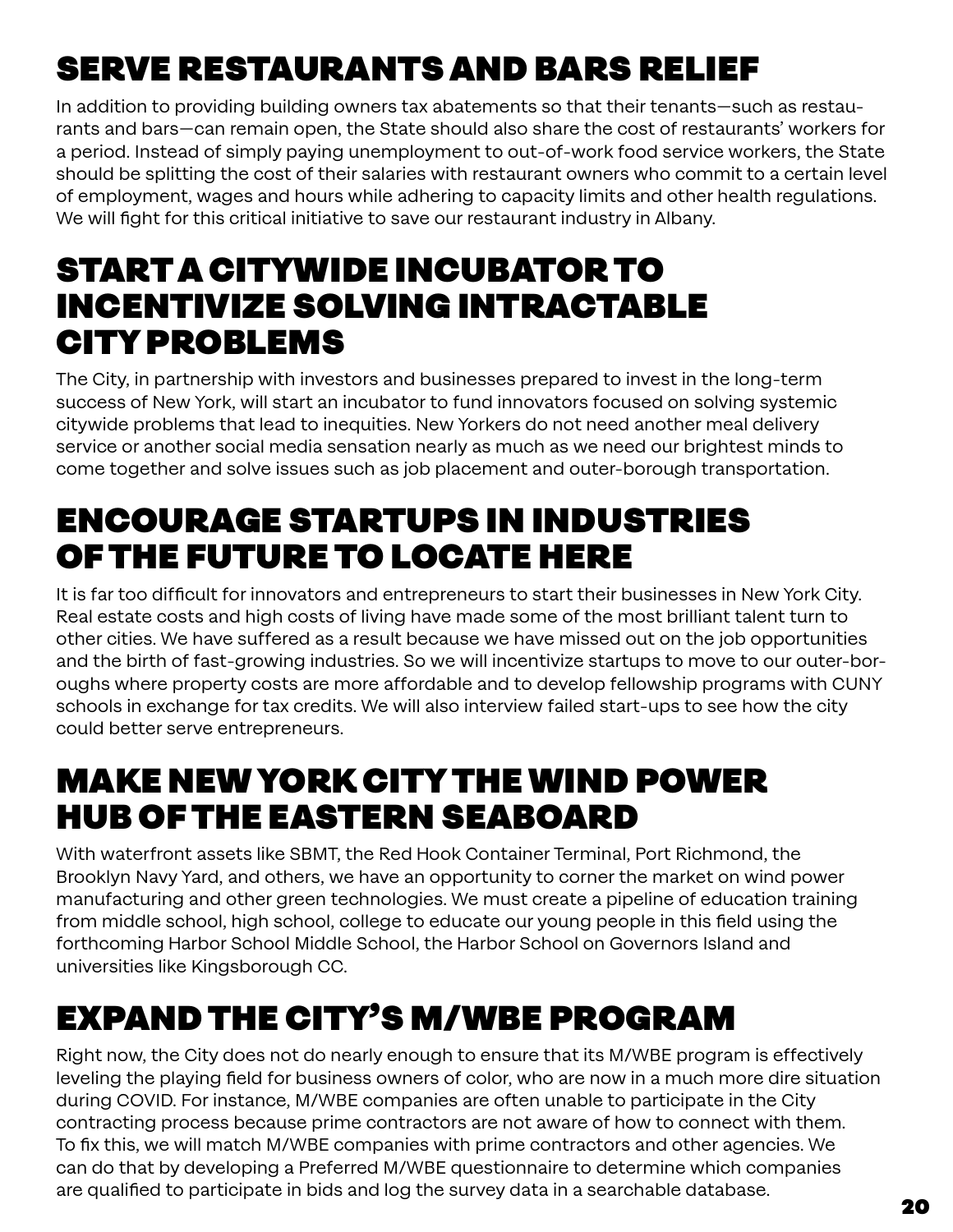## SERVE RESTAURANTS AND BARS RELIEF

In addition to providing building owners tax abatements so that their tenants—such as restaurants and bars—can remain open, the State should also share the cost of restaurants' workers for a period. Instead of simply paying unemployment to out-of-work food service workers, the State should be splitting the cost of their salaries with restaurant owners who commit to a certain level of employment, wages and hours while adhering to capacity limits and other health regulations. We will fight for this critical initiative to save our restaurant industry in Albany.

## START A CITYWIDE INCUBATOR TO INCENTIVIZE SOLVING INTRACTABLE CITY PROBLEMS

The City, in partnership with investors and businesses prepared to invest in the long-term success of New York, will start an incubator to fund innovators focused on solving systemic citywide problems that lead to inequities. New Yorkers do not need another meal delivery service or another social media sensation nearly as much as we need our brightest minds to come together and solve issues such as job placement and outer-borough transportation.

## ENCOURAGE STARTUPS IN INDUSTRIES OF THE FUTURE TO LOCATE HERE

It is far too difficult for innovators and entrepreneurs to start their businesses in New York City. Real estate costs and high costs of living have made some of the most brilliant talent turn to other cities. We have suffered as a result because we have missed out on the job opportunities and the birth of fast-growing industries. So we will incentivize startups to move to our outer-boroughs where property costs are more affordable and to develop fellowship programs with CUNY schools in exchange for tax credits. We will also interview failed start-ups to see how the city could better serve entrepreneurs.

## MAKE NEW YORK CITY THE WIND POWER HUB OF THE EASTERN SEABOARD

With waterfront assets like SBMT, the Red Hook Container Terminal, Port Richmond, the Brooklyn Navy Yard, and others, we have an opportunity to corner the market on wind power manufacturing and other green technologies. We must create a pipeline of education training from middle school, high school, college to educate our young people in this field using the forthcoming Harbor School Middle School, the Harbor School on Governors Island and universities like Kingsborough CC.

## EXPAND THE CITY'S M/WBE PROGRAM

Right now, the City does not do nearly enough to ensure that its M/WBE program is effectively leveling the playing field for business owners of color, who are now in a much more dire situation during COVID. For instance, M/WBE companies are often unable to participate in the City contracting process because prime contractors are not aware of how to connect with them. To fix this, we will match M/WBE companies with prime contractors and other agencies. We can do that by developing a Preferred M/WBE questionnaire to determine which companies are qualified to participate in bids and log the survey data in a searchable database.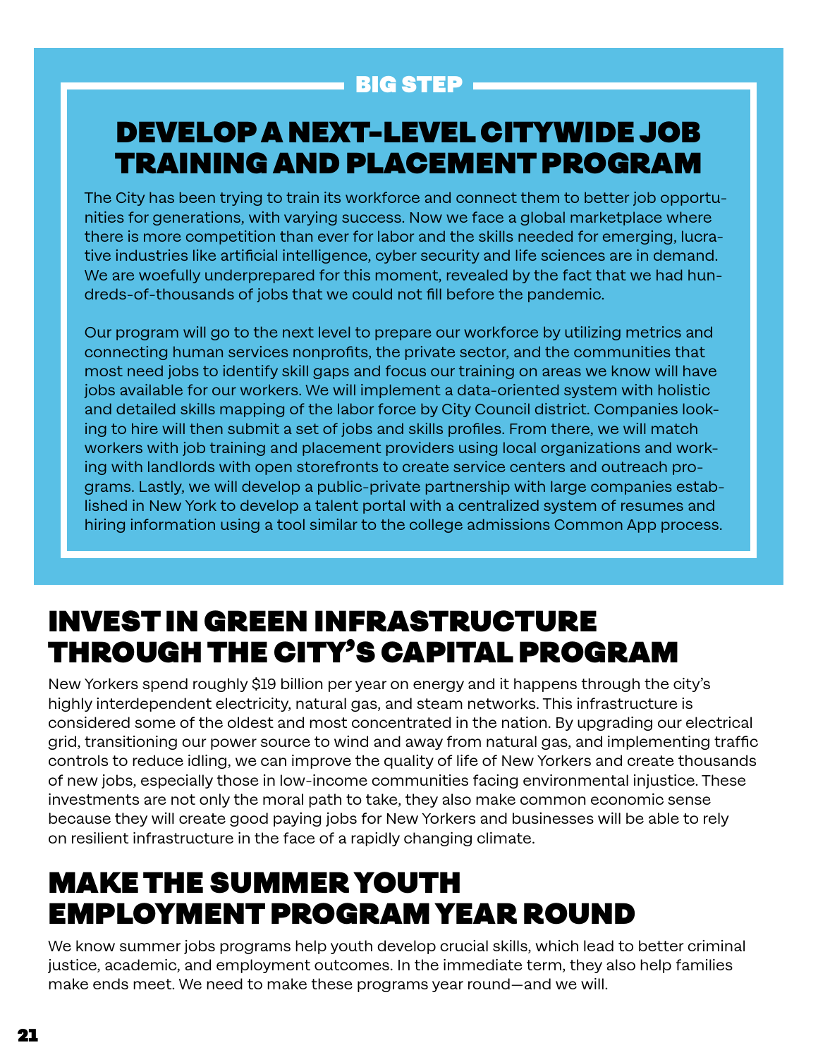BIG STEP

## DEVELOP A NEXT-LEVEL CITYWIDE JOB TRAINING AND PLACEMENT PROGRAM

The City has been trying to train its workforce and connect them to better job opportunities for generations, with varying success. Now we face a global marketplace where there is more competition than ever for labor and the skills needed for emerging, lucrative industries like artificial intelligence, cyber security and life sciences are in demand. We are woefully underprepared for this moment, revealed by the fact that we had hundreds-of-thousands of jobs that we could not fill before the pandemic.

Our program will go to the next level to prepare our workforce by utilizing metrics and connecting human services nonprofits, the private sector, and the communities that most need jobs to identify skill gaps and focus our training on areas we know will have jobs available for our workers. We will implement a data-oriented system with holistic and detailed skills mapping of the labor force by City Council district. Companies looking to hire will then submit a set of jobs and skills profiles. From there, we will match workers with job training and placement providers using local organizations and working with landlords with open storefronts to create service centers and outreach programs. Lastly, we will develop a public-private partnership with large companies established in New York to develop a talent portal with a centralized system of resumes and hiring information using a tool similar to the college admissions Common App process.

## INVEST IN GREEN INFRASTRUCTURE THROUGH THE CITY'S CAPITAL PROGRAM

New Yorkers spend roughly $19 billion per year on energy and it happens through the city's highly interdependent electricity, natural gas, and steam networks. This infrastructure is considered some of the oldest and most concentrated in the nation. By upgrading our electrical grid, transitioning our power source to wind and away from natural gas, and implementing traffic controls to reduce idling, we can improve the quality of life of New Yorkers and create thousands of new jobs, especially those in low-income communities facing environmental injustice. These investments are not only the moral path to take, they also make common economic sense because they will create good paying jobs for New Yorkers and businesses will be able to rely on resilient infrastructure in the face of a rapidly changing climate.

## MAKE THE SUMMER YOUTH EMPLOYMENT PROGRAM YEAR ROUND

We know summer jobs programs help youth develop crucial skills, which lead to better criminal justice, academic, and employment outcomes. In the immediate term, they also help families make ends meet. We need to make these programs year round—and we will.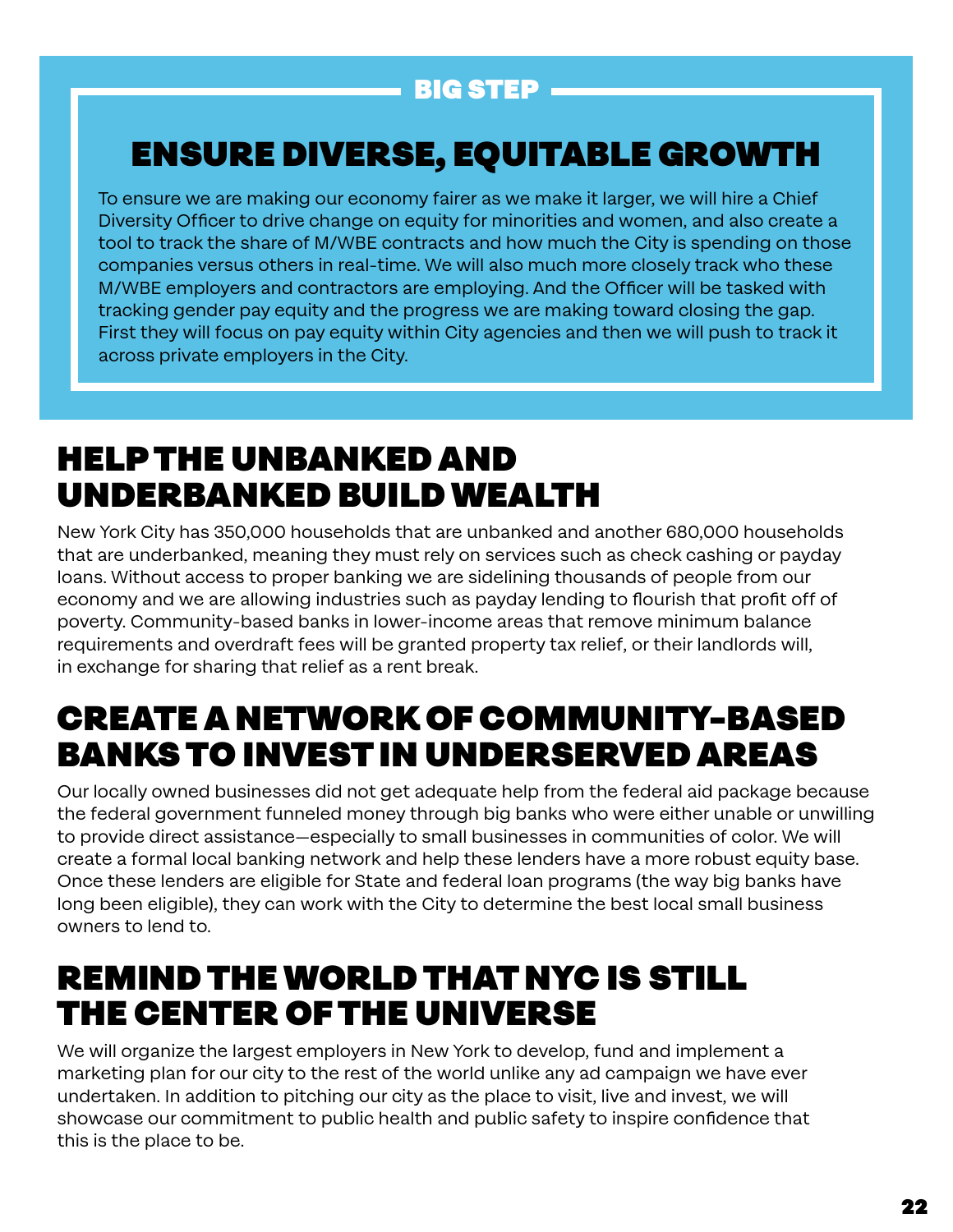BIG STEP

## ENSURE DIVERSE, EQUITABLE GROWTH

To ensure we are making our economy fairer as we make it larger, we will hire a Chief Diversity Officer to drive change on equity for minorities and women, and also create a tool to track the share of M/WBE contracts and how much the City is spending on those companies versus others in real-time. We will also much more closely track who these M/WBE employers and contractors are employing. And the Officer will be tasked with tracking gender pay equity and the progress we are making toward closing the gap. First they will focus on pay equity within City agencies and then we will push to track it across private employers in the City.

## HELP THE UNBANKED AND UNDERBANKED BUILD WEALTH

New York City has 350,000 households that are unbanked and another 680,000 households that are underbanked, meaning they must rely on services such as check cashing or payday loans. Without access to proper banking we are sidelining thousands of people from our economy and we are allowing industries such as payday lending to flourish that profit off of poverty. Community-based banks in lower-income areas that remove minimum balance requirements and overdraft fees will be granted property tax relief, or their landlords will, in exchange for sharing that relief as a rent break.

## CREATE A NETWORK OF COMMUNITY-BASED BANKS TO INVEST IN UNDERSERVED AREAS

Our locally owned businesses did not get adequate help from the federal aid package because the federal government funneled money through big banks who were either unable or unwilling to provide direct assistance—especially to small businesses in communities of color. We will create a formal local banking network and help these lenders have a more robust equity base. Once these lenders are eligible for State and federal loan programs (the way big banks have long been eligible), they can work with the City to determine the best local small business owners to lend to.

## REMIND THE WORLD THAT NYC IS STILL THE CENTER OF THE UNIVERSE

We will organize the largest employers in New York to develop, fund and implement a marketing plan for our city to the rest of the world unlike any ad campaign we have ever undertaken. In addition to pitching our city as the place to visit, live and invest, we will showcase our commitment to public health and public safety to inspire confidence that this is the place to be.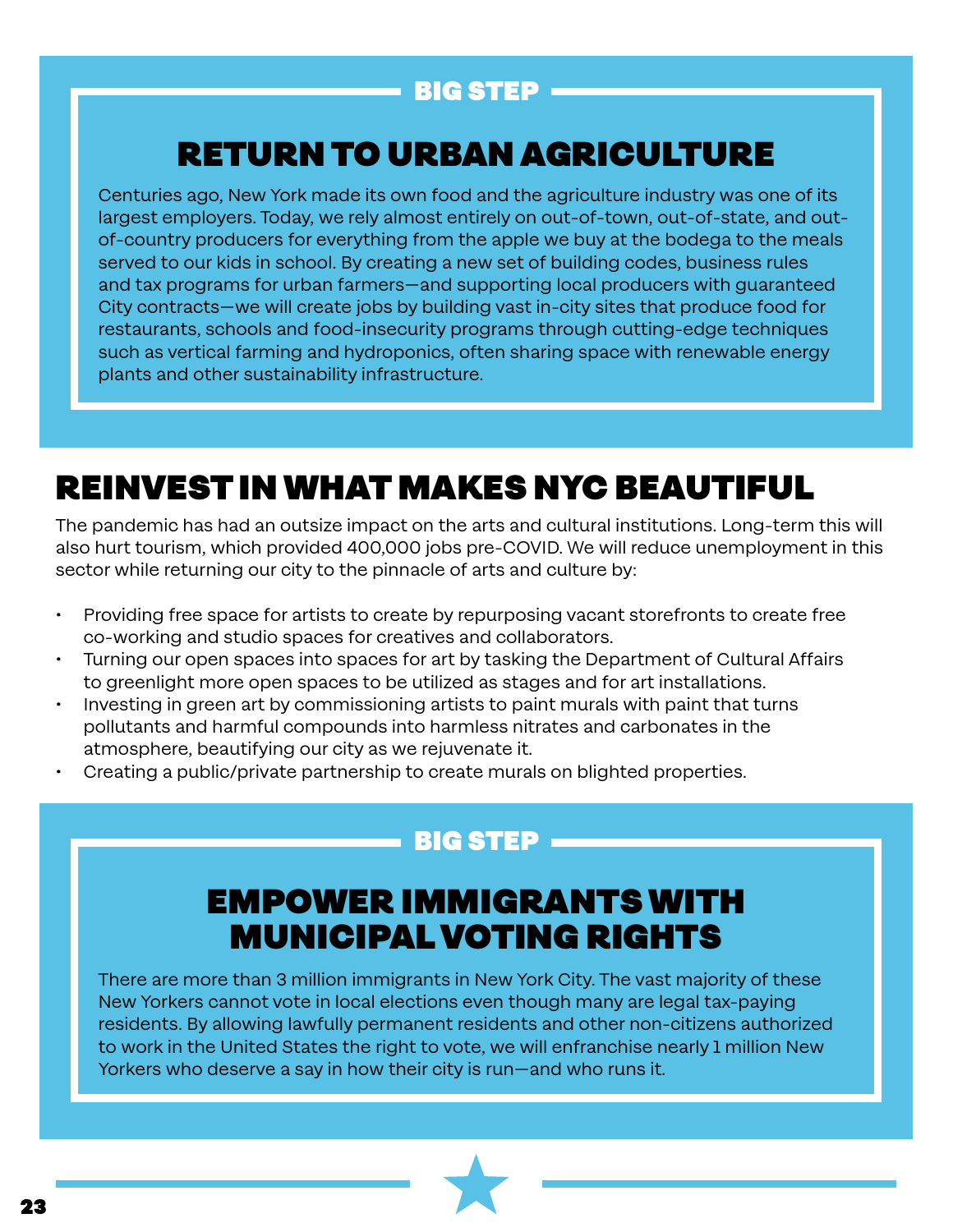BIG STEP

## RETURN TO URBAN AGRICULTURE

Centuries ago, New York made its own food and the agriculture industry was one of its largest employers. Today, we rely almost entirely on out-of-town, out-of-state, and out-of-country producers for everything from the apple we buy at the bodega to the meals served to our kids in school. By creating a new set of building codes, business rules and tax programs for urban farmers—and supporting local producers with guaranteed City contracts—we will create jobs by building vast in-city sites that produce food for restaurants, schools and food-insecurity programs through cutting-edge techniques such as vertical farming and hydroponics, often sharing space with renewable energy plants and other sustainability infrastructure.

## REINVEST IN WHAT MAKES NYC BEAUTIFUL

The pandemic has had an outsize impact on the arts and cultural institutions. Long-term this will also hurt tourism, which provided 400,000 jobs pre-COVID. We will reduce unemployment in this sector while returning our city to the pinnacle of arts and culture by:

- Providing free space for artists to create by repurposing vacant storefronts to create free co-working and studio spaces for creatives and collaborators.
- Turning our open spaces into spaces for art by tasking the Department of Cultural Affairs to greenlight more open spaces to be utilized as stages and for art installations.
- Investing in green art by commissioning artists to paint murals with paint that turns pollutants and harmful compounds into harmless nitrates and carbonates in the atmosphere, beautifying our city as we rejuvenate it.
- Creating a public/private partnership to create murals on blighted properties.

BIG STEP

## EMPOWER IMMIGRANTS WITH MUNICIPAL VOTING RIGHTS

There are more than 3 million immigrants in New York City. The vast majority of these New Yorkers cannot vote in local elections even though many are legal tax-paying residents. By allowing lawfully permanent residents and other non-citizens authorized to work in the United States the right to vote, we will enfranchise nearly 1 million New Yorkers who deserve a say in how their city is run—and who runs it.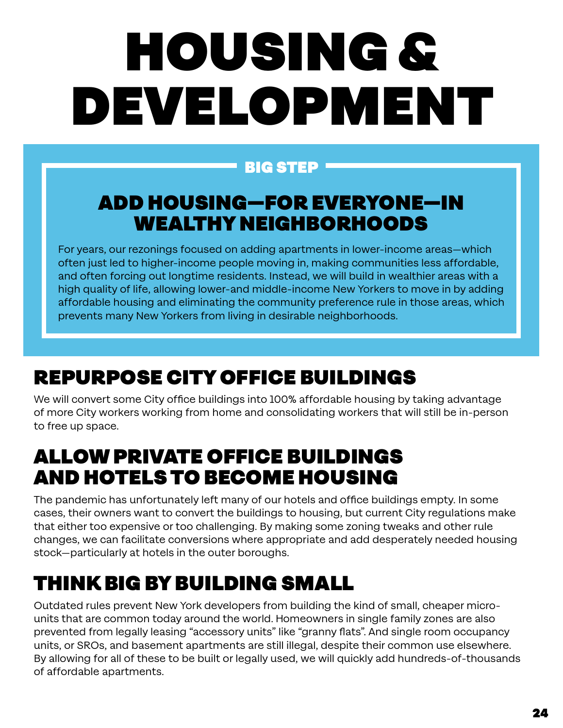# HOUSING & DEVELOPMENT

**BIG STEP**

## ADD HOUSING—FOR EVERYONE—IN WEALTHY NEIGHBORHOODS

For years, our rezonings focused on adding apartments in lower-income areas—which often just led to higher-income people moving in, making communities less affordable, and often forcing out longtime residents. Instead, we will build in wealthier areas with a high quality of life, allowing lower-and middle-income New Yorkers to move in by adding affordable housing and eliminating the community preference rule in those areas, which prevents many New Yorkers from living in desirable neighborhoods.

## REPURPOSE CITY OFFICE BUILDINGS

We will convert some City office buildings into 100% affordable housing by taking advantage of more City workers working from home and consolidating workers that will still be in-person to free up space.

## ALLOW PRIVATE OFFICE BUILDINGS AND HOTELS TO BECOME HOUSING

The pandemic has unfortunately left many of our hotels and office buildings empty. In some cases, their owners want to convert the buildings to housing, but current City regulations make that either too expensive or too challenging. By making some zoning tweaks and other rule changes, we can facilitate conversions where appropriate and add desperately needed housing stock—particularly at hotels in the outer boroughs.

## THINK BIG BY BUILDING SMALL

Outdated rules prevent New York developers from building the kind of small, cheaper micro-units that are common today around the world. Homeowners in single family zones are also prevented from legally leasing "accessory units" like "granny flats". And single room occupancy units, or SROs, and basement apartments are still illegal, despite their common use elsewhere. By allowing for all of these to be built or legally used, we will quickly add hundreds-of-thousands of affordable apartments.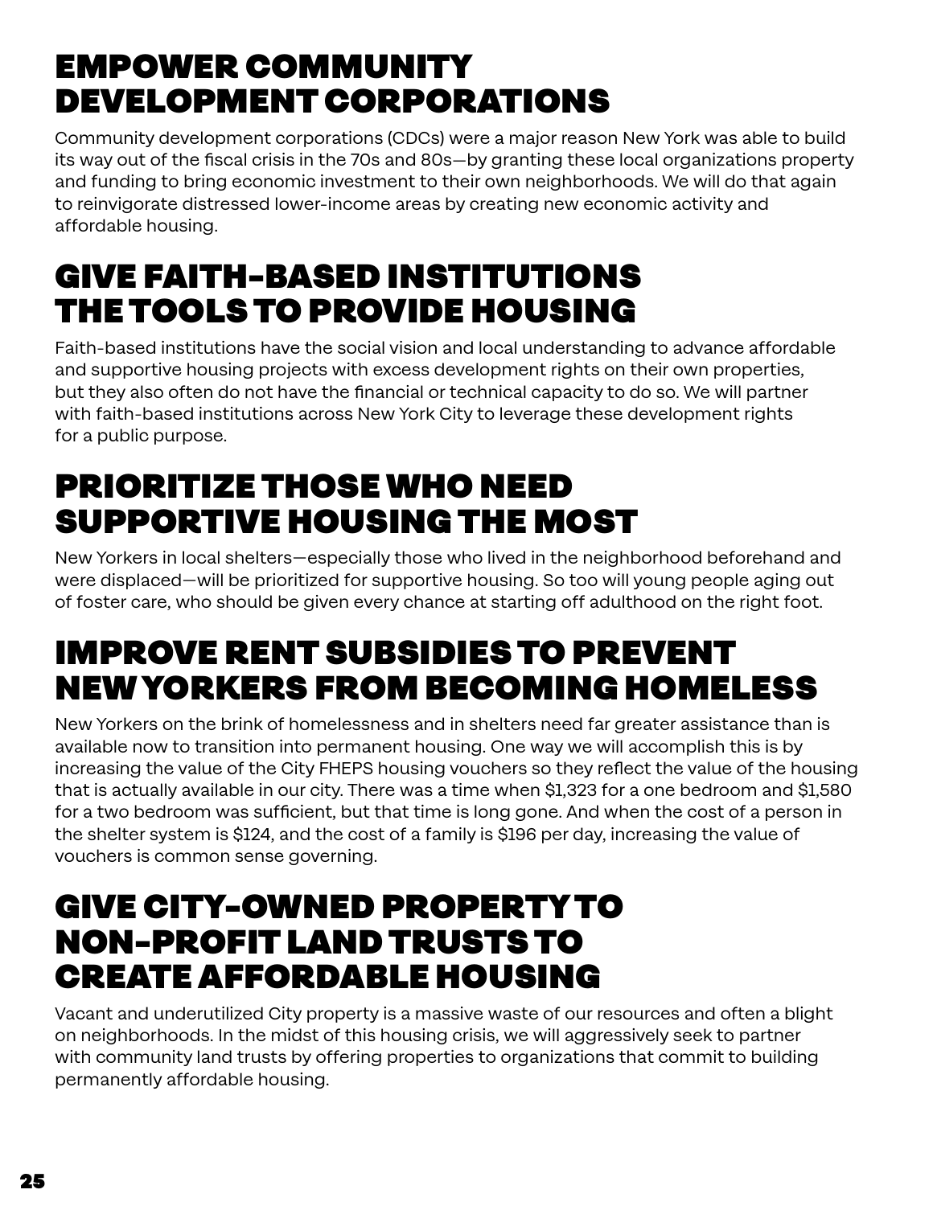## EMPOWER COMMUNITY DEVELOPMENT CORPORATIONS

Community development corporations (CDCs) were a major reason New York was able to build its way out of the fiscal crisis in the 70s and 80s—by granting these local organizations property and funding to bring economic investment to their own neighborhoods. We will do that again to reinvigorate distressed lower-income areas by creating new economic activity and affordable housing.

## GIVE FAITH-BASED INSTITUTIONS THE TOOLS TO PROVIDE HOUSING

Faith-based institutions have the social vision and local understanding to advance affordable and supportive housing projects with excess development rights on their own properties, but they also often do not have the financial or technical capacity to do so. We will partner with faith-based institutions across New York City to leverage these development rights for a public purpose.

## PRIORITIZE THOSE WHO NEED SUPPORTIVE HOUSING THE MOST

New Yorkers in local shelters—especially those who lived in the neighborhood beforehand and were displaced—will be prioritized for supportive housing. So too will young people aging out of foster care, who should be given every chance at starting off adulthood on the right foot.

## IMPROVE RENT SUBSIDIES TO PREVENT NEW YORKERS FROM BECOMING HOMELESS

New Yorkers on the brink of homelessness and in shelters need far greater assistance than is available now to transition into permanent housing. One way we will accomplish this is by increasing the value of the City FHEPS housing vouchers so they reflect the value of the housing that is actually available in our city. There was a time when $1,323 for a one bedroom and $1,580 for a two bedroom was sufficient, but that time is long gone. And when the cost of a person in the shelter system is $124, and the cost of a family is $196 per day, increasing the value of vouchers is common sense governing.

## GIVE CITY-OWNED PROPERTY TO NON-PROFIT LAND TRUSTS TO CREATE AFFORDABLE HOUSING

Vacant and underutilized City property is a massive waste of our resources and often a blight on neighborhoods. In the midst of this housing crisis, we will aggressively seek to partner with community land trusts by offering properties to organizations that commit to building permanently affordable housing.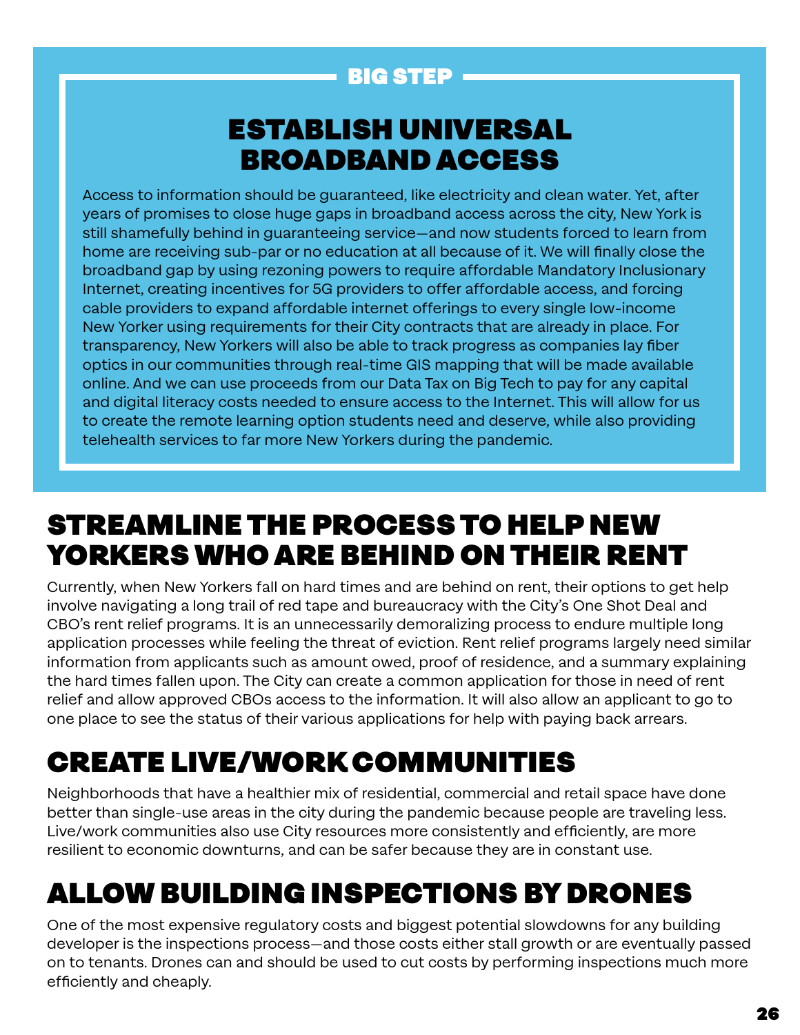BIG STEP

## ESTABLISH UNIVERSAL BROADBAND ACCESS

Access to information should be guaranteed, like electricity and clean water. Yet, after years of promises to close huge gaps in broadband access across the city, New York is still shamefully behind in guaranteeing service—and now students forced to learn from home are receiving sub-par or no education at all because of it. We will finally close the broadband gap by using rezoning powers to require affordable Mandatory Inclusionary Internet, creating incentives for 5G providers to offer affordable access, and forcing cable providers to expand affordable internet offerings to every single low-income New Yorker using requirements for their City contracts that are already in place. For transparency, New Yorkers will also be able to track progress as companies lay fiber optics in our communities through real-time GIS mapping that will be made available online. And we can use proceeds from our Data Tax on Big Tech to pay for any capital and digital literacy costs needed to ensure access to the Internet. This will allow for us to create the remote learning option students need and deserve, while also providing telehealth services to far more New Yorkers during the pandemic.

# STREAMLINE THE PROCESS TO HELP NEW YORKERS WHO ARE BEHIND ON THEIR RENT

Currently, when New Yorkers fall on hard times and are behind on rent, their options to get help involve navigating a long trail of red tape and bureaucracy with the City's One Shot Deal and CBO's rent relief programs. It is an unnecessarily demoralizing process to endure multiple long application processes while feeling the threat of eviction. Rent relief programs largely need similar information from applicants such as amount owed, proof of residence, and a summary explaining the hard times fallen upon. The City can create a common application for those in need of rent relief and allow approved CBOs access to the information. It will also allow an applicant to go to one place to see the status of their various applications for help with paying back arrears.

# CREATE LIVE/WORK COMMUNITIES

Neighborhoods that have a healthier mix of residential, commercial and retail space have done better than single-use areas in the city during the pandemic because people are traveling less. Live/work communities also use City resources more consistently and efficiently, are more resilient to economic downturns, and can be safer because they are in constant use.

# ALLOW BUILDING INSPECTIONS BY DRONES

One of the most expensive regulatory costs and biggest potential slowdowns for any building developer is the inspections process—and those costs either stall growth or are eventually passed on to tenants. Drones can and should be used to cut costs by performing inspections much more efficiently and cheaply.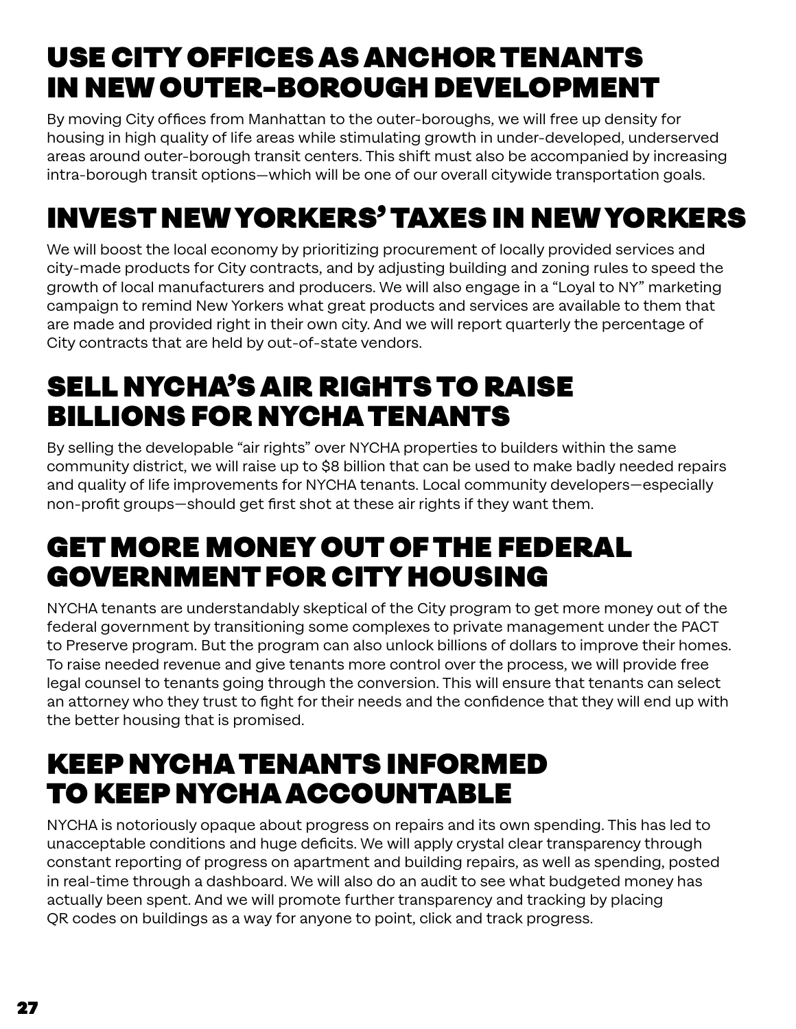## USE CITY OFFICES AS ANCHOR TENANTS IN NEW OUTER-BOROUGH DEVELOPMENT

By moving City offices from Manhattan to the outer-boroughs, we will free up density for housing in high quality of life areas while stimulating growth in under-developed, underserved areas around outer-borough transit centers. This shift must also be accompanied by increasing intra-borough transit options—which will be one of our overall citywide transportation goals.

## INVEST NEW YORKERS' TAXES IN NEW YORKERS

We will boost the local economy by prioritizing procurement of locally provided services and city-made products for City contracts, and by adjusting building and zoning rules to speed the growth of local manufacturers and producers. We will also engage in a "Loyal to NY" marketing campaign to remind New Yorkers what great products and services are available to them that are made and provided right in their own city. And we will report quarterly the percentage of City contracts that are held by out-of-state vendors.

## SELL NYCHA'S AIR RIGHTS TO RAISE BILLIONS FOR NYCHA TENANTS

By selling the developable "air rights" over NYCHA properties to builders within the same community district, we will raise up to $8 billion that can be used to make badly needed repairs and quality of life improvements for NYCHA tenants. Local community developers—especially non-profit groups—should get first shot at these air rights if they want them.

## GET MORE MONEY OUT OF THE FEDERAL GOVERNMENT FOR CITY HOUSING

NYCHA tenants are understandably skeptical of the City program to get more money out of the federal government by transitioning some complexes to private management under the PACT to Preserve program. But the program can also unlock billions of dollars to improve their homes. To raise needed revenue and give tenants more control over the process, we will provide free legal counsel to tenants going through the conversion. This will ensure that tenants can select an attorney who they trust to fight for their needs and the confidence that they will end up with the better housing that is promised.

## KEEP NYCHA TENANTS INFORMED TO KEEP NYCHA ACCOUNTABLE

NYCHA is notoriously opaque about progress on repairs and its own spending. This has led to unacceptable conditions and huge deficits. We will apply crystal clear transparency through constant reporting of progress on apartment and building repairs, as well as spending, posted in real-time through a dashboard. We will also do an audit to see what budgeted money has actually been spent. And we will promote further transparency and tracking by placing QR codes on buildings as a way for anyone to point, click and track progress.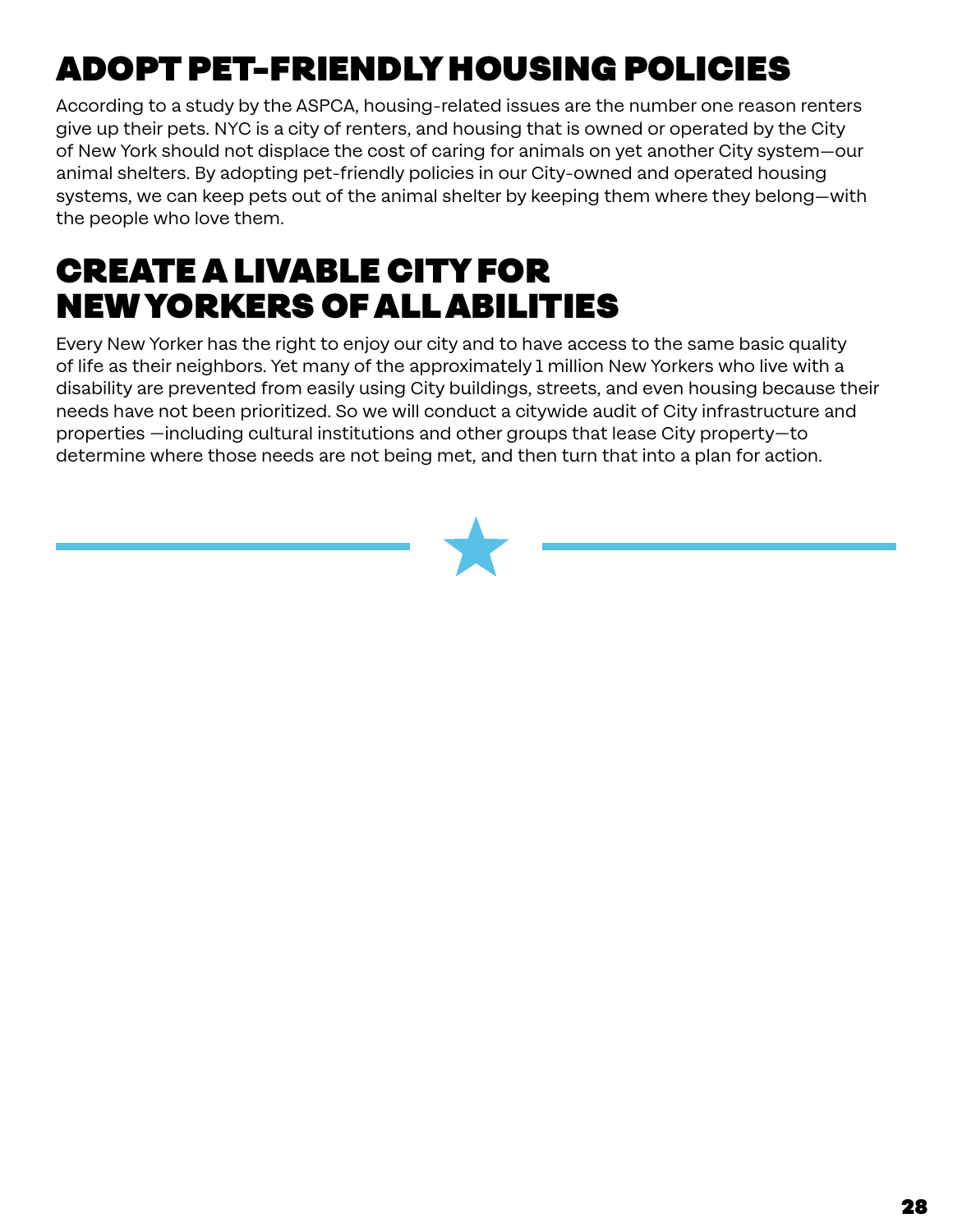## ADOPT PET-FRIENDLY HOUSING POLICIES

According to a study by the ASPCA, housing-related issues are the number one reason renters give up their pets. NYC is a city of renters, and housing that is owned or operated by the City of New York should not displace the cost of caring for animals on yet another City system—our animal shelters. By adopting pet-friendly policies in our City-owned and operated housing systems, we can keep pets out of the animal shelter by keeping them where they belong—with the people who love them.

## CREATE A LIVABLE CITY FOR NEW YORKERS OF ALL ABILITIES

Every New Yorker has the right to enjoy our city and to have access to the same basic quality of life as their neighbors. Yet many of the approximately 1 million New Yorkers who live with a disability are prevented from easily using City buildings, streets, and even housing because their needs have not been prioritized. So we will conduct a citywide audit of City infrastructure and properties —including cultural institutions and other groups that lease City property—to determine where those needs are not being met, and then turn that into a plan for action.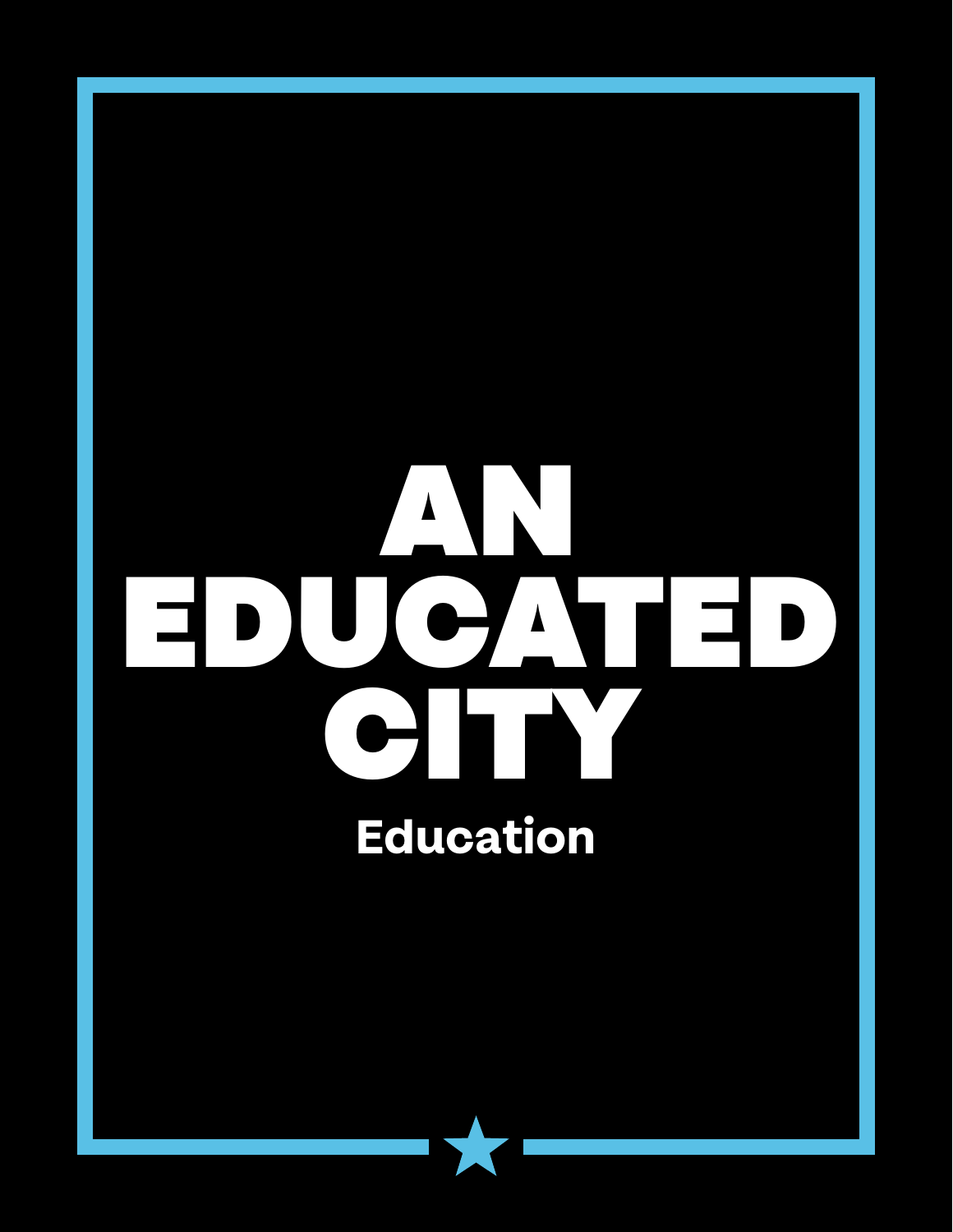# AN EDUCATED CITY

## Education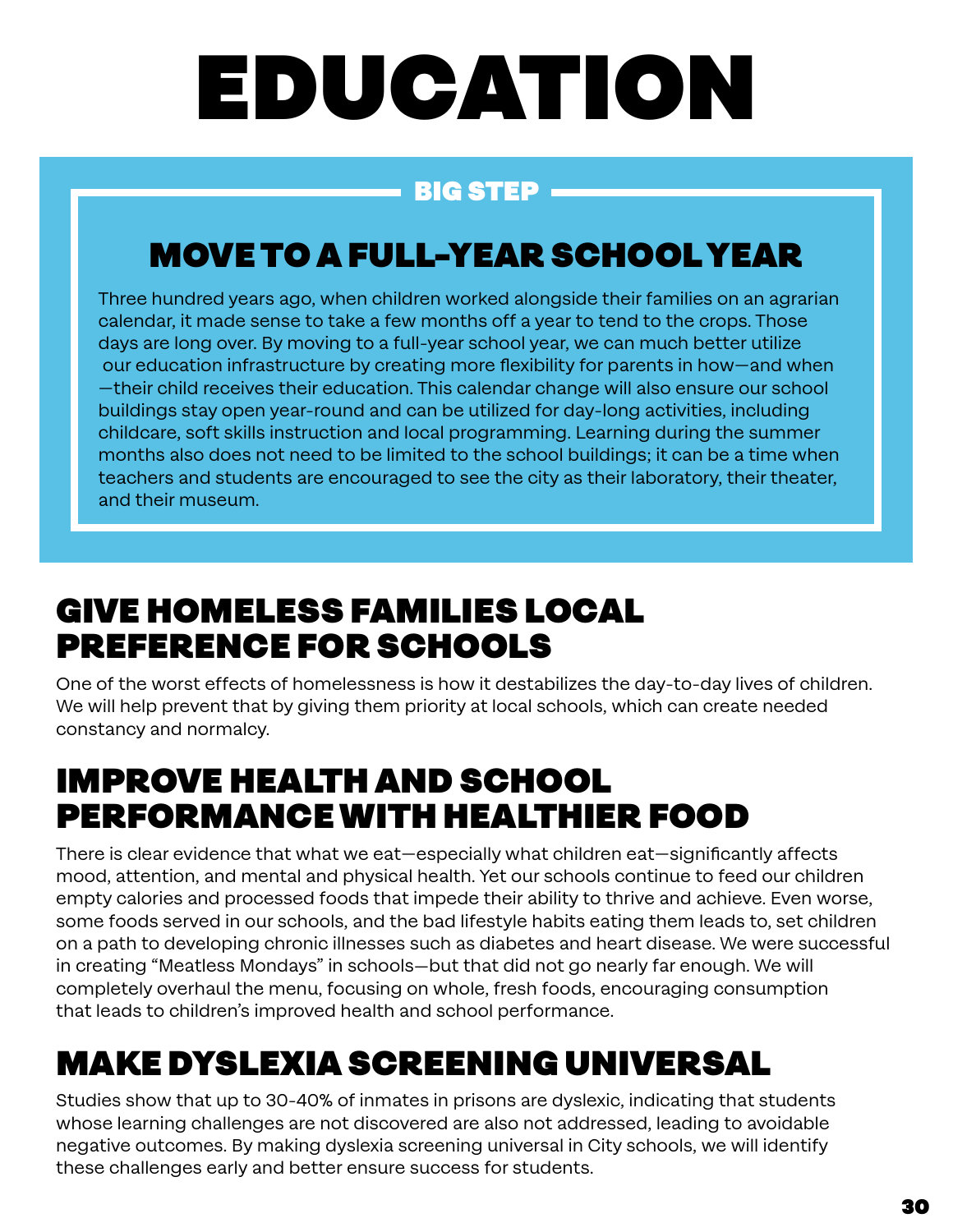# EDUCATION

## BIG STEP

### MOVE TO A FULL-YEAR SCHOOL YEAR

Three hundred years ago, when children worked alongside their families on an agrarian calendar, it made sense to take a few months off a year to tend to the crops. Those days are long over. By moving to a full-year school year, we can much better utilize our education infrastructure by creating more flexibility for parents in how—and when—their child receives their education. This calendar change will also ensure our school buildings stay open year-round and can be utilized for day-long activities, including childcare, soft skills instruction and local programming. Learning during the summer months also does not need to be limited to the school buildings; it can be a time when teachers and students are encouraged to see the city as their laboratory, their theater, and their museum.

## GIVE HOMELESS FAMILIES LOCAL PREFERENCE FOR SCHOOLS

One of the worst effects of homelessness is how it destabilizes the day-to-day lives of children. We will help prevent that by giving them priority at local schools, which can create needed constancy and normalcy.

## IMPROVE HEALTH AND SCHOOL PERFORMANCE WITH HEALTHIER FOOD

There is clear evidence that what we eat—especially what children eat—significantly affects mood, attention, and mental and physical health. Yet our schools continue to feed our children empty calories and processed foods that impede their ability to thrive and achieve. Even worse, some foods served in our schools, and the bad lifestyle habits eating them leads to, set children on a path to developing chronic illnesses such as diabetes and heart disease. We were successful in creating "Meatless Mondays" in schools—but that did not go nearly far enough. We will completely overhaul the menu, focusing on whole, fresh foods, encouraging consumption that leads to children's improved health and school performance.

## MAKE DYSLEXIA SCREENING UNIVERSAL

Studies show that up to 30-40% of inmates in prisons are dyslexic, indicating that students whose learning challenges are not discovered are also not addressed, leading to avoidable negative outcomes. By making dyslexia screening universal in City schools, we will identify these challenges early and better ensure success for students.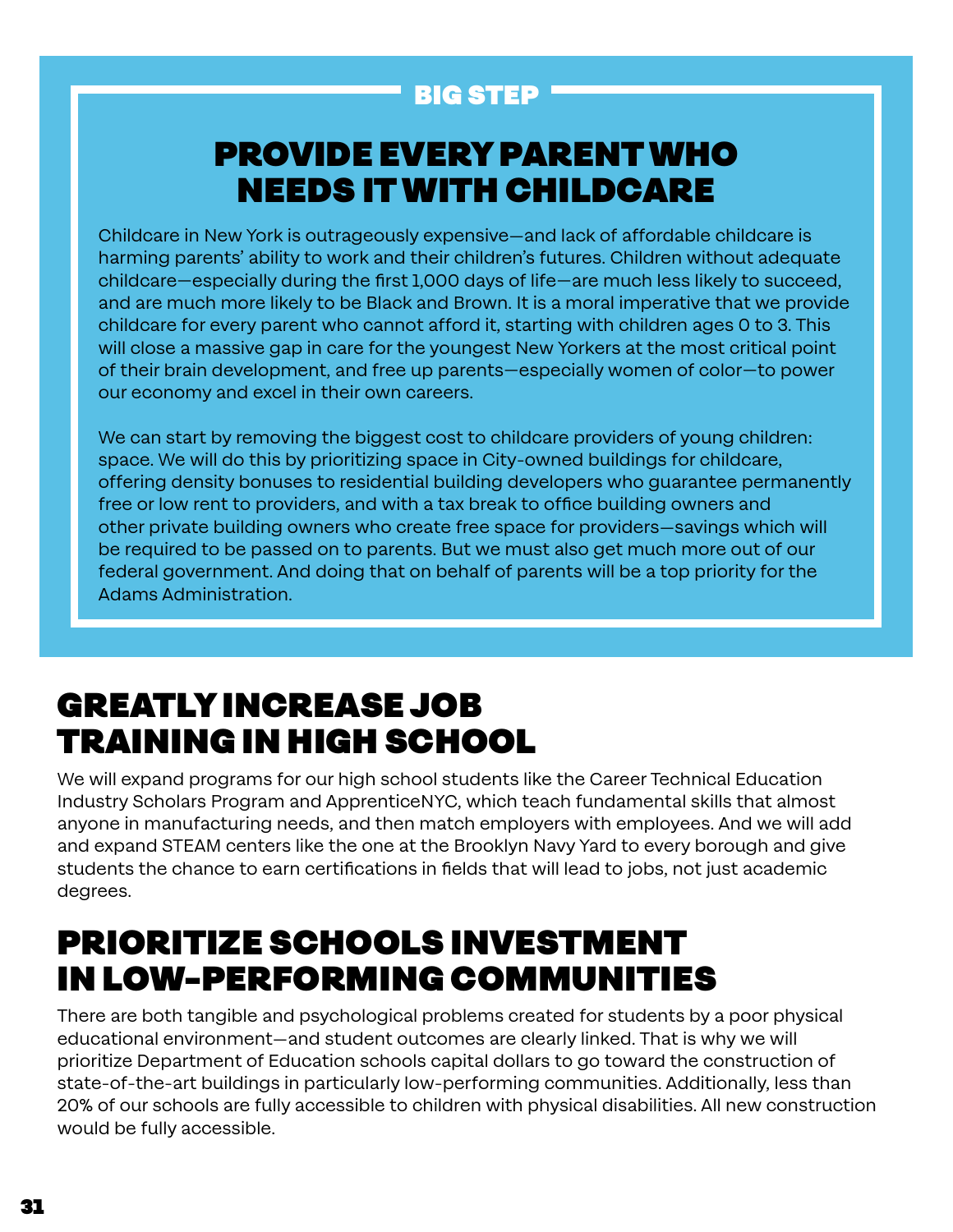BIG STEP

## PROVIDE EVERY PARENT WHO NEEDS IT WITH CHILDCARE

Childcare in New York is outrageously expensive—and lack of affordable childcare is harming parents' ability to work and their children's futures. Children without adequate childcare—especially during the first 1,000 days of life—are much less likely to succeed, and are much more likely to be Black and Brown. It is a moral imperative that we provide childcare for every parent who cannot afford it, starting with children ages 0 to 3. This will close a massive gap in care for the youngest New Yorkers at the most critical point of their brain development, and free up parents—especially women of color—to power our economy and excel in their own careers.

We can start by removing the biggest cost to childcare providers of young children: space. We will do this by prioritizing space in City-owned buildings for childcare, offering density bonuses to residential building developers who guarantee permanently free or low rent to providers, and with a tax break to office building owners and other private building owners who create free space for providers—savings which will be required to be passed on to parents. But we must also get much more out of our federal government. And doing that on behalf of parents will be a top priority for the Adams Administration.

## GREATLY INCREASE JOB TRAINING IN HIGH SCHOOL

We will expand programs for our high school students like the Career Technical Education Industry Scholars Program and ApprenticeNYC, which teach fundamental skills that almost anyone in manufacturing needs, and then match employers with employees. And we will add and expand STEAM centers like the one at the Brooklyn Navy Yard to every borough and give students the chance to earn certifications in fields that will lead to jobs, not just academic degrees.

## PRIORITIZE SCHOOLS INVESTMENT IN LOW-PERFORMING COMMUNITIES

There are both tangible and psychological problems created for students by a poor physical educational environment—and student outcomes are clearly linked. That is why we will prioritize Department of Education schools capital dollars to go toward the construction of state-of-the-art buildings in particularly low-performing communities. Additionally, less than 20% of our schools are fully accessible to children with physical disabilities. All new construction would be fully accessible.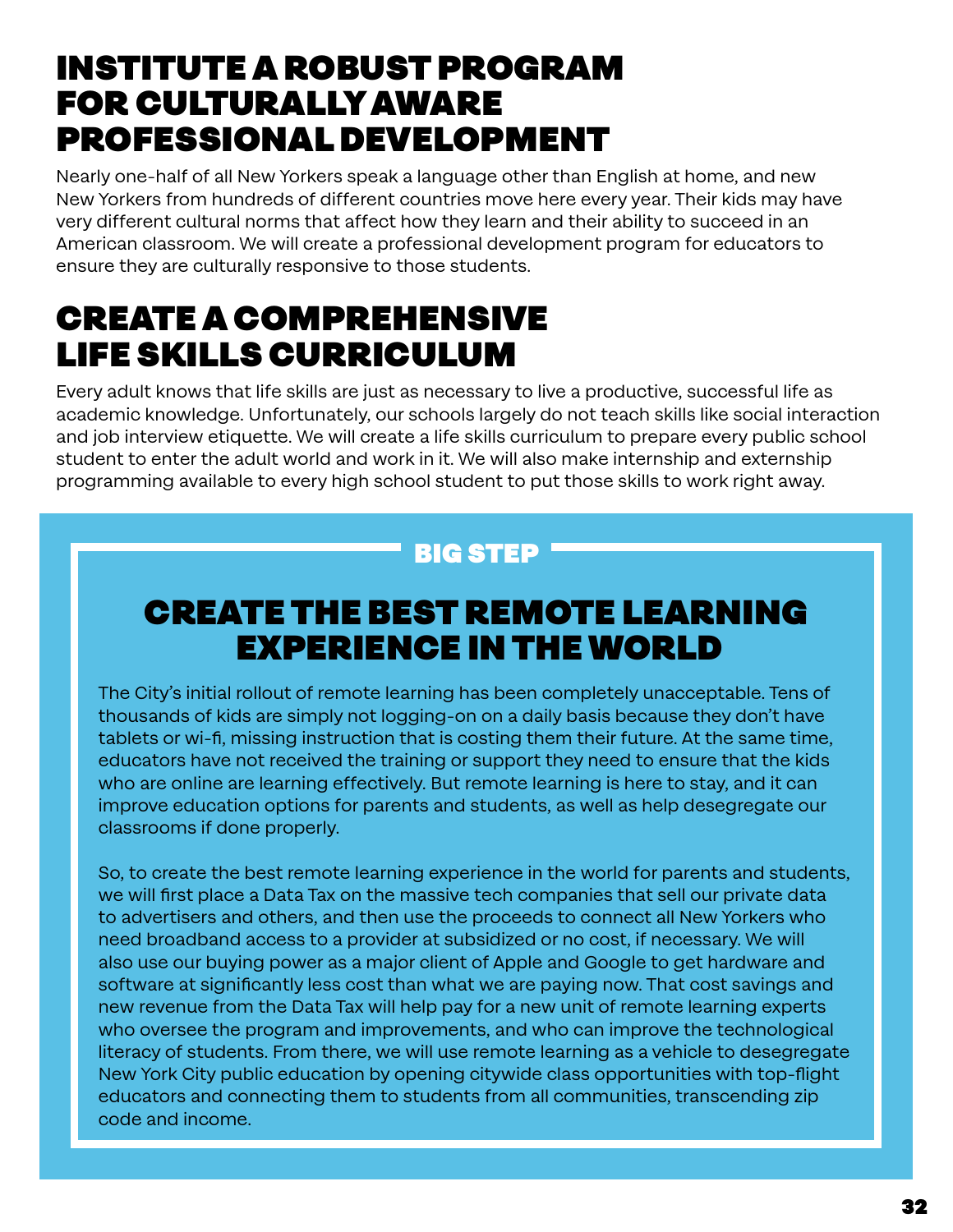## INSTITUTE A ROBUST PROGRAM FOR CULTURALLY AWARE PROFESSIONAL DEVELOPMENT

Nearly one-half of all New Yorkers speak a language other than English at home, and new New Yorkers from hundreds of different countries move here every year. Their kids may have very different cultural norms that affect how they learn and their ability to succeed in an American classroom. We will create a professional development program for educators to ensure they are culturally responsive to those students.

## CREATE A COMPREHENSIVE LIFE SKILLS CURRICULUM

Every adult knows that life skills are just as necessary to live a productive, successful life as academic knowledge. Unfortunately, our schools largely do not teach skills like social interaction and job interview etiquette. We will create a life skills curriculum to prepare every public school student to enter the adult world and work in it. We will also make internship and externship programming available to every high school student to put those skills to work right away.

**BIG STEP**

### CREATE THE BEST REMOTE LEARNING EXPERIENCE IN THE WORLD

The City's initial rollout of remote learning has been completely unacceptable. Tens of thousands of kids are simply not logging-on on a daily basis because they don't have tablets or wi-fi, missing instruction that is costing them their future. At the same time, educators have not received the training or support they need to ensure that the kids who are online are learning effectively. But remote learning is here to stay, and it can improve education options for parents and students, as well as help desegregate our classrooms if done properly.

So, to create the best remote learning experience in the world for parents and students, we will first place a Data Tax on the massive tech companies that sell our private data to advertisers and others, and then use the proceeds to connect all New Yorkers who need broadband access to a provider at subsidized or no cost, if necessary. We will also use our buying power as a major client of Apple and Google to get hardware and software at significantly less cost than what we are paying now. That cost savings and new revenue from the Data Tax will help pay for a new unit of remote learning experts who oversee the program and improvements, and who can improve the technological literacy of students. From there, we will use remote learning as a vehicle to desegregate New York City public education by opening citywide class opportunities with top-flight educators and connecting them to students from all communities, transcending zip code and income.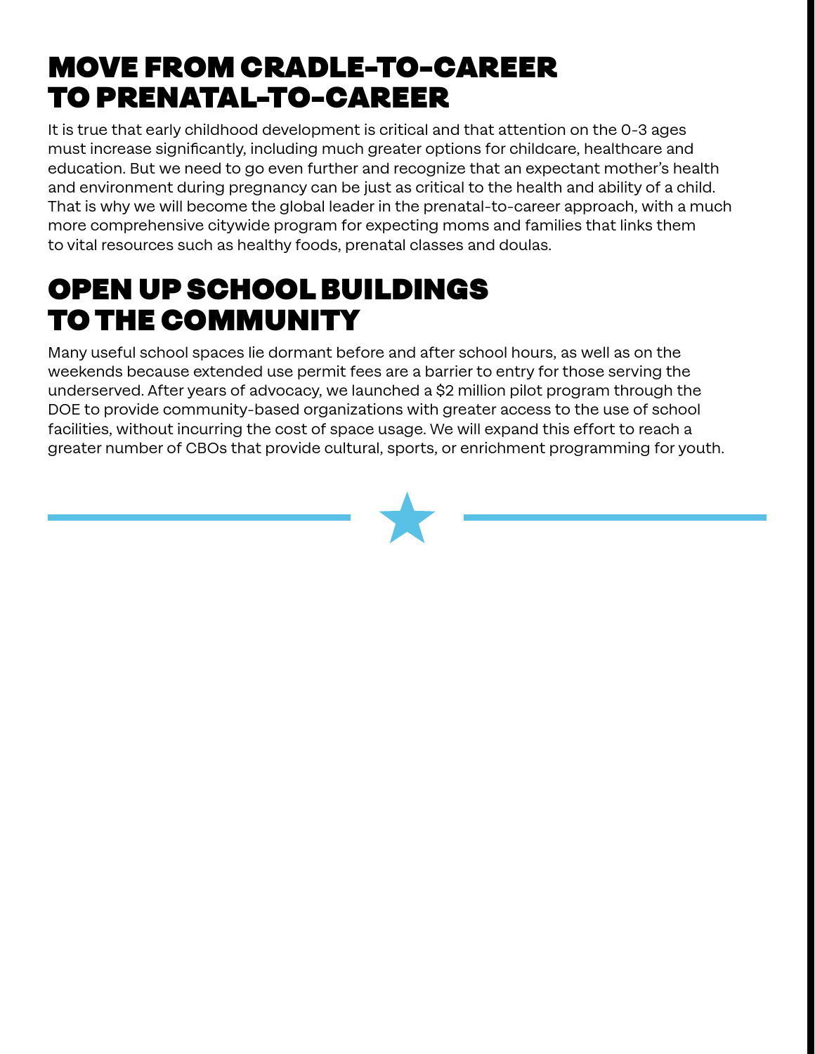## MOVE FROM CRADLE-TO-CAREER TO PRENATAL-TO-CAREER

It is true that early childhood development is critical and that attention on the 0-3 ages must increase significantly, including much greater options for childcare, healthcare and education. But we need to go even further and recognize that an expectant mother's health and environment during pregnancy can be just as critical to the health and ability of a child. That is why we will become the global leader in the prenatal-to-career approach, with a much more comprehensive citywide program for expecting moms and families that links them to vital resources such as healthy foods, prenatal classes and doulas.

## OPEN UP SCHOOL BUILDINGS TO THE COMMUNITY

Many useful school spaces lie dormant before and after school hours, as well as on the weekends because extended use permit fees are a barrier to entry for those serving the underserved. After years of advocacy, we launched a $2 million pilot program through the DOE to provide community-based organizations with greater access to the use of school facilities, without incurring the cost of space usage. We will expand this effort to reach a greater number of CBOs that provide cultural, sports, or enrichment programming for youth.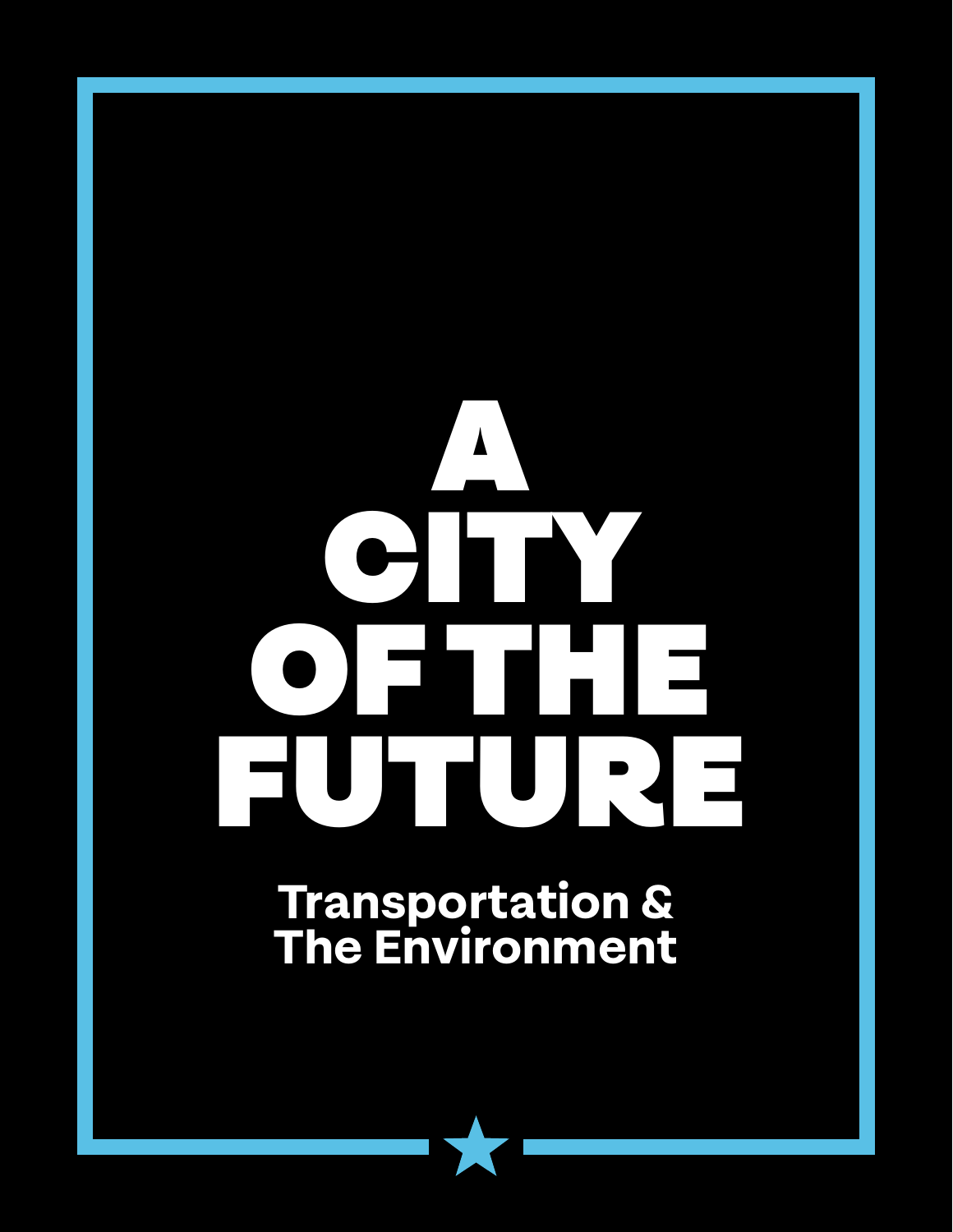# A CITY OF THE FUTURE

## Transportation & The Environment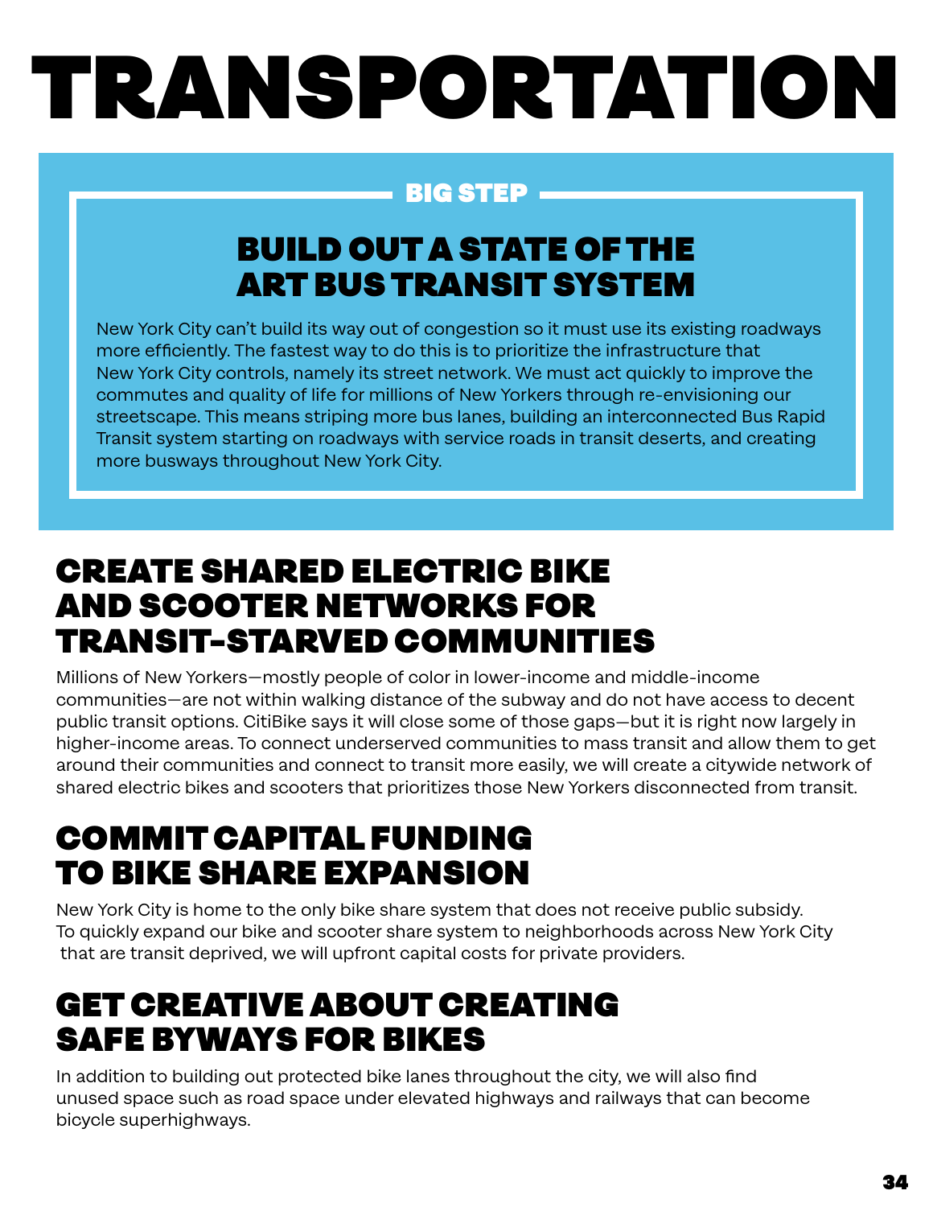# TRANSPORTATION

BIG STEP

## BUILD OUT A STATE OF THE ART BUS TRANSIT SYSTEM

New York City can't build its way out of congestion so it must use its existing roadways more efficiently. The fastest way to do this is to prioritize the infrastructure that New York City controls, namely its street network. We must act quickly to improve the commutes and quality of life for millions of New Yorkers through re-envisioning our streetscape. This means striping more bus lanes, building an interconnected Bus Rapid Transit system starting on roadways with service roads in transit deserts, and creating more busways throughout New York City.

## CREATE SHARED ELECTRIC BIKE AND SCOOTER NETWORKS FOR TRANSIT-STARVED COMMUNITIES

Millions of New Yorkers—mostly people of color in lower-income and middle-income communities—are not within walking distance of the subway and do not have access to decent public transit options. CitiBike says it will close some of those gaps—but it is right now largely in higher-income areas. To connect underserved communities to mass transit and allow them to get around their communities and connect to transit more easily, we will create a citywide network of shared electric bikes and scooters that prioritizes those New Yorkers disconnected from transit.

## COMMIT CAPITAL FUNDING TO BIKE SHARE EXPANSION

New York City is home to the only bike share system that does not receive public subsidy. To quickly expand our bike and scooter share system to neighborhoods across New York City that are transit deprived, we will upfront capital costs for private providers.

## GET CREATIVE ABOUT CREATING SAFE BYWAYS FOR BIKES

In addition to building out protected bike lanes throughout the city, we will also find unused space such as road space under elevated highways and railways that can become bicycle superhighways.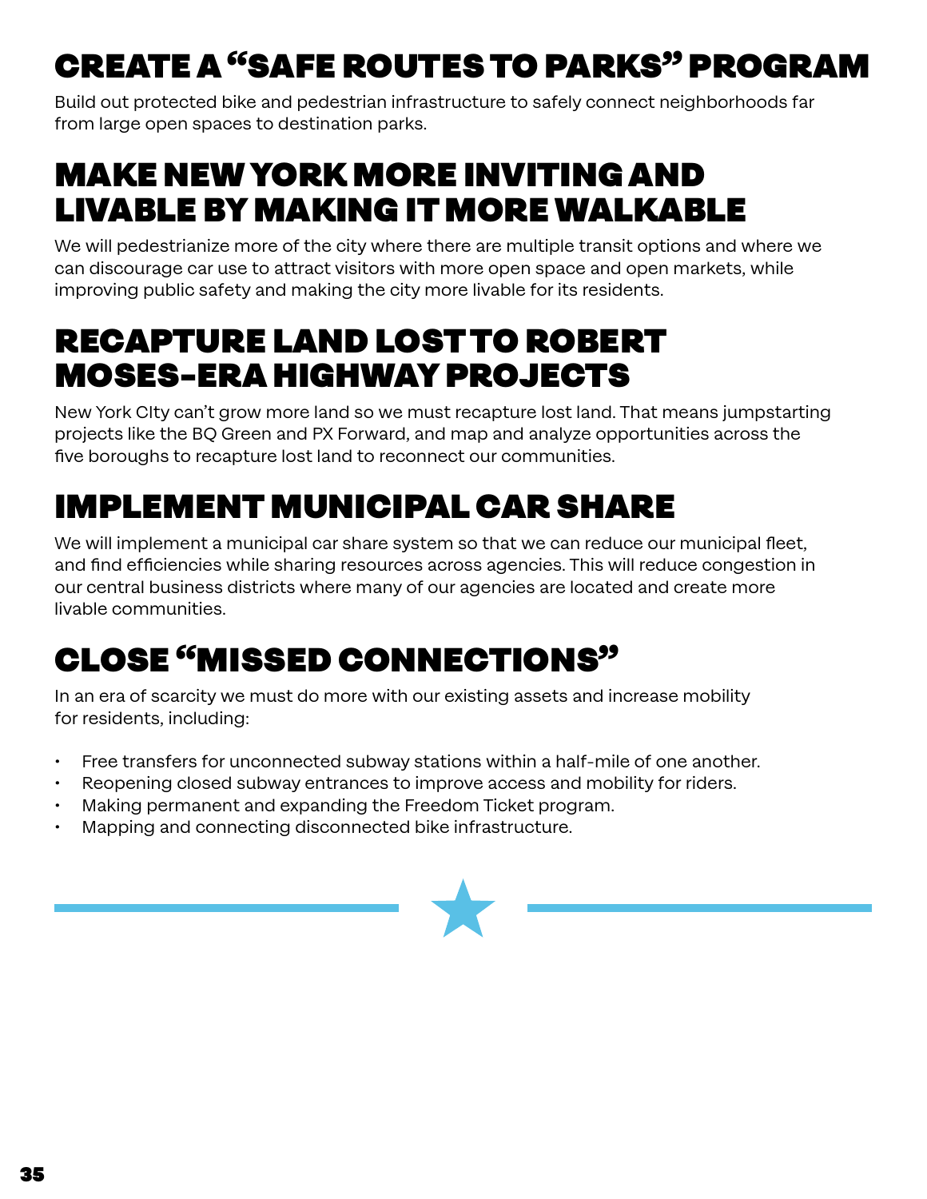## CREATE A "SAFE ROUTES TO PARKS" PROGRAM

Build out protected bike and pedestrian infrastructure to safely connect neighborhoods far from large open spaces to destination parks.

## MAKE NEW YORK MORE INVITING AND LIVABLE BY MAKING IT MORE WALKABLE

We will pedestrianize more of the city where there are multiple transit options and where we can discourage car use to attract visitors with more open space and open markets, while improving public safety and making the city more livable for its residents.

## RECAPTURE LAND LOST TO ROBERT MOSES-ERA HIGHWAY PROJECTS

New York CIty can't grow more land so we must recapture lost land. That means jumpstarting projects like the BQ Green and PX Forward, and map and analyze opportunities across the five boroughs to recapture lost land to reconnect our communities.

## IMPLEMENT MUNICIPAL CAR SHARE

We will implement a municipal car share system so that we can reduce our municipal fleet, and find efficiencies while sharing resources across agencies. This will reduce congestion in our central business districts where many of our agencies are located and create more livable communities.

## CLOSE "MISSED CONNECTIONS"

In an era of scarcity we must do more with our existing assets and increase mobility for residents, including:

- Free transfers for unconnected subway stations within a half-mile of one another.
- Reopening closed subway entrances to improve access and mobility for riders.
- Making permanent and expanding the Freedom Ticket program.
- Mapping and connecting disconnected bike infrastructure.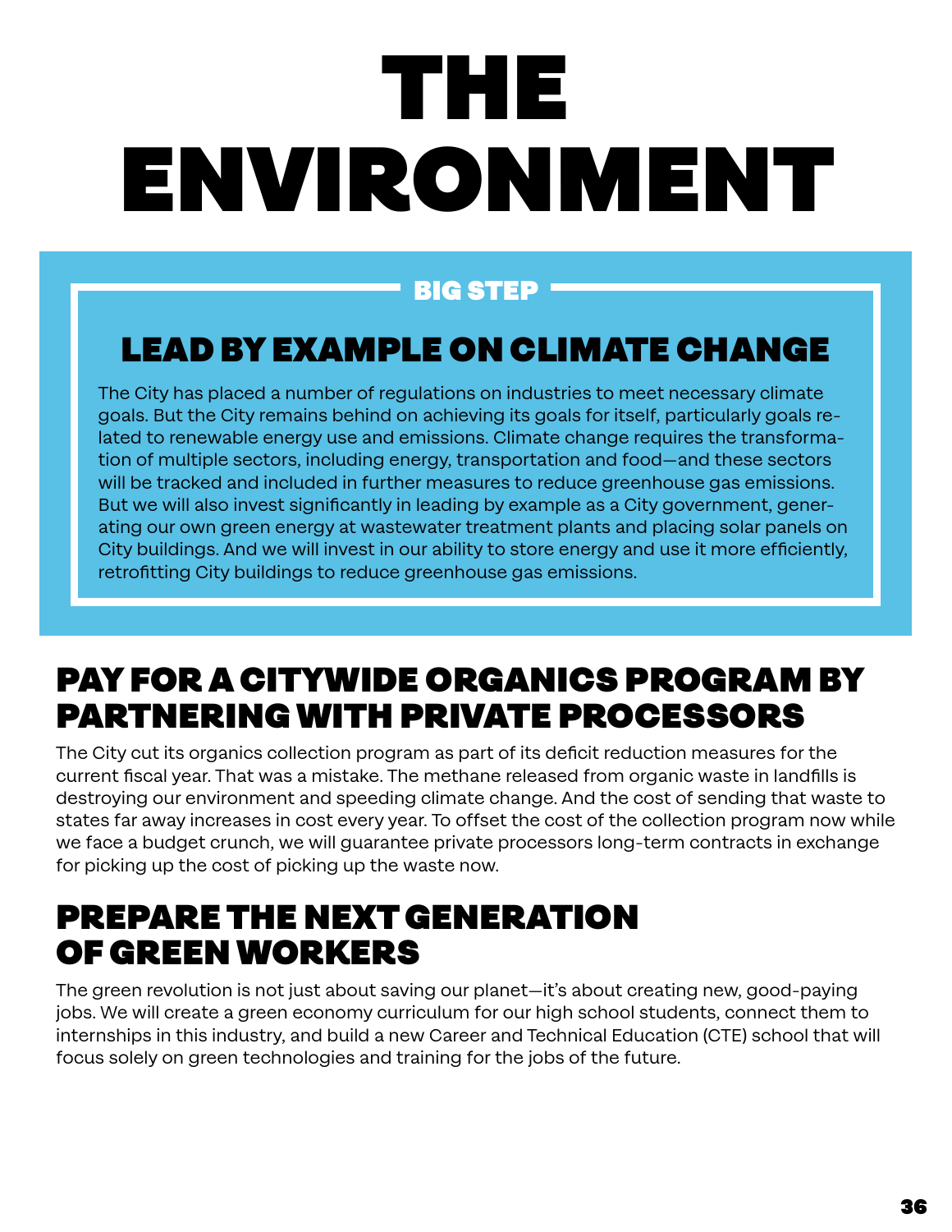# THE ENVIRONMENT

**BIG STEP**

## LEAD BY EXAMPLE ON CLIMATE CHANGE

The City has placed a number of regulations on industries to meet necessary climate goals. But the City remains behind on achieving its goals for itself, particularly goals related to renewable energy use and emissions. Climate change requires the transformation of multiple sectors, including energy, transportation and food—and these sectors will be tracked and included in further measures to reduce greenhouse gas emissions. But we will also invest significantly in leading by example as a City government, generating our own green energy at wastewater treatment plants and placing solar panels on City buildings. And we will invest in our ability to store energy and use it more efficiently, retrofitting City buildings to reduce greenhouse gas emissions.

## PAY FOR A CITYWIDE ORGANICS PROGRAM BY PARTNERING WITH PRIVATE PROCESSORS

The City cut its organics collection program as part of its deficit reduction measures for the current fiscal year. That was a mistake. The methane released from organic waste in landfills is destroying our environment and speeding climate change. And the cost of sending that waste to states far away increases in cost every year. To offset the cost of the collection program now while we face a budget crunch, we will guarantee private processors long-term contracts in exchange for picking up the cost of picking up the waste now.

## PREPARE THE NEXT GENERATION OF GREEN WORKERS

The green revolution is not just about saving our planet—it's about creating new, good-paying jobs. We will create a green economy curriculum for our high school students, connect them to internships in this industry, and build a new Career and Technical Education (CTE) school that will focus solely on green technologies and training for the jobs of the future.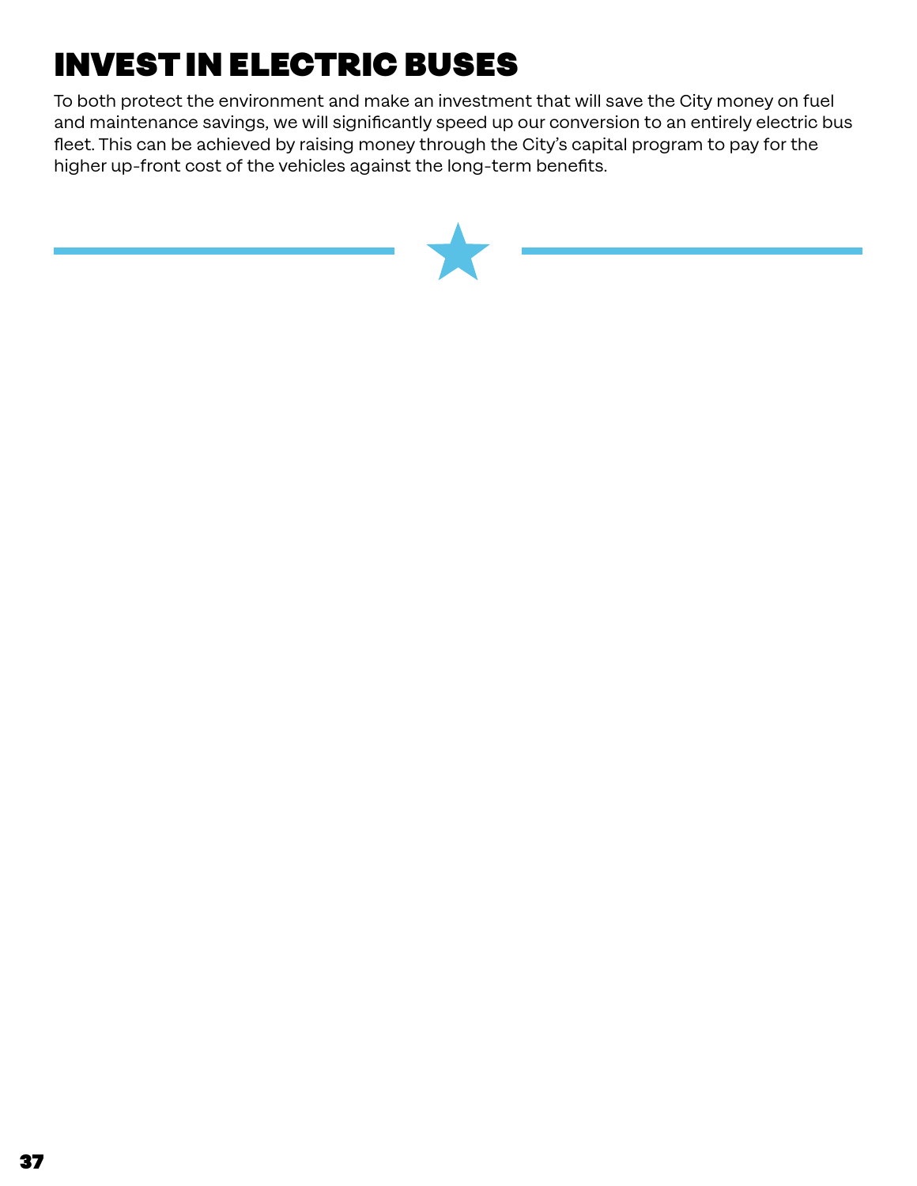## INVEST IN ELECTRIC BUSES

To both protect the environment and make an investment that will save the City money on fuel and maintenance savings, we will significantly speed up our conversion to an entirely electric bus fleet. This can be achieved by raising money through the City's capital program to pay for the higher up-front cost of the vehicles against the long-term benefits.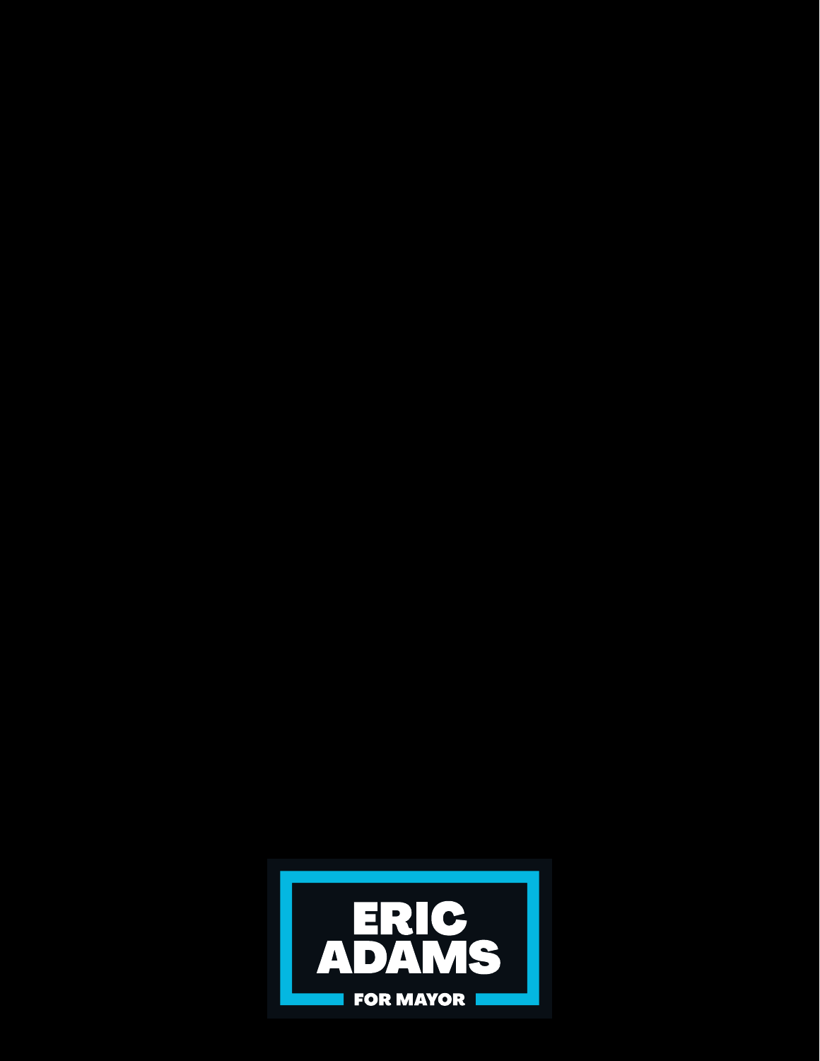ERIC ADAMS

FOR MAYOR